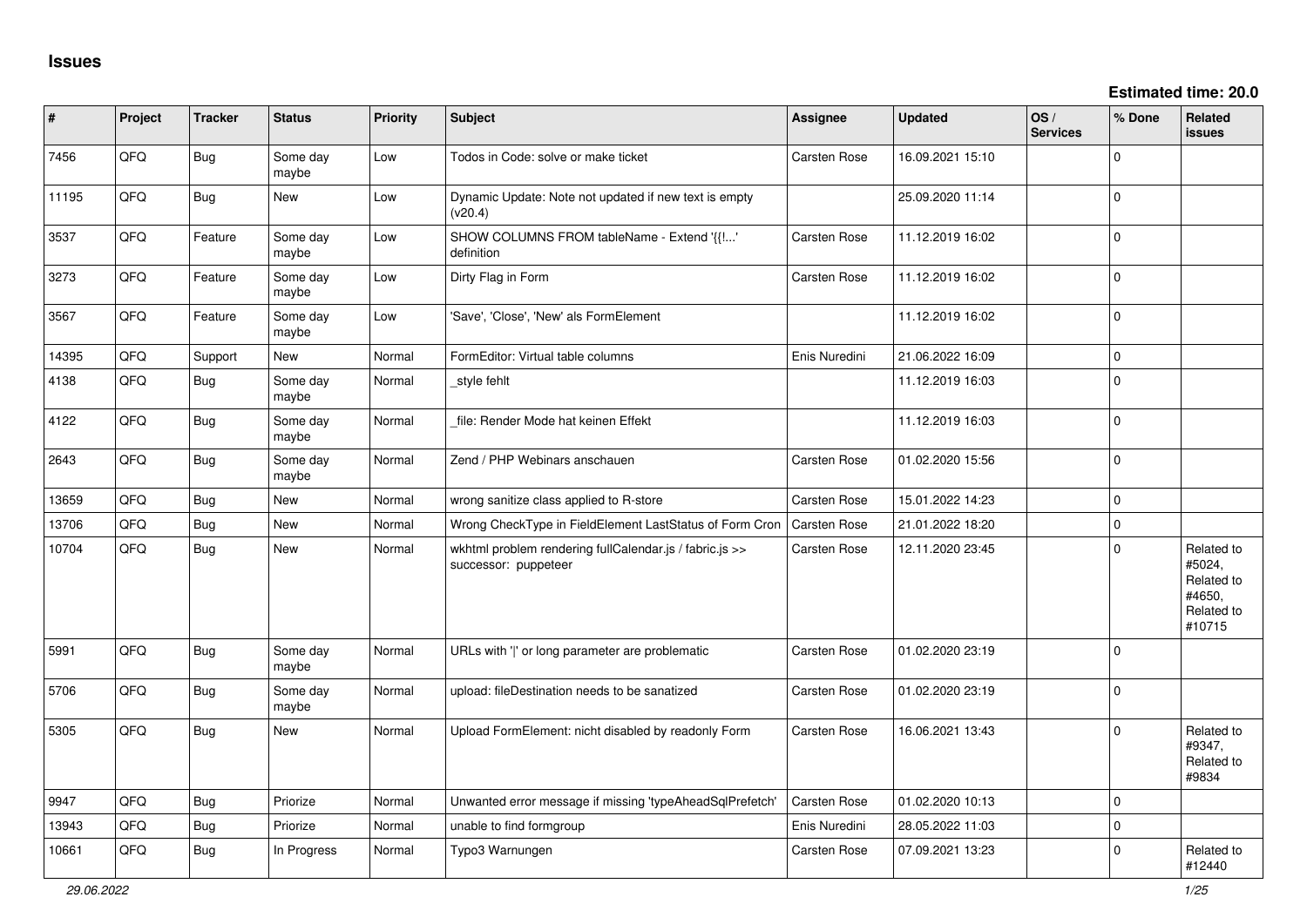# Issues

**Estimated time: 20.0**

| # | Project | Tracker | Status | Priority | Subject | Assignee | Updated | OS / Services | % Done | Related issues |
|---|---|---|---|---|---|---|---|---|---|---|
| 7456 | QFQ | Bug | Some day maybe | Low | Todos in Code: solve or make ticket | Carsten Rose | 16.09.2021 15:10 | | 0 | |
| 11195 | QFQ | Bug | New | Low | Dynamic Update: Note not updated if new text is empty (v20.4) | | 25.09.2020 11:14 | | 0 | |
| 3537 | QFQ | Feature | Some day maybe | Low | SHOW COLUMNS FROM tableName - Extend '{{!...' definition | Carsten Rose | 11.12.2019 16:02 | | 0 | |
| 3273 | QFQ | Feature | Some day maybe | Low | Dirty Flag in Form | Carsten Rose | 11.12.2019 16:02 | | 0 | |
| 3567 | QFQ | Feature | Some day maybe | Low | 'Save', 'Close', 'New' als FormElement | | 11.12.2019 16:02 | | 0 | |
| 14395 | QFQ | Support | New | Normal | FormEditor: Virtual table columns | Enis Nuredini | 21.06.2022 16:09 | | 0 | |
| 4138 | QFQ | Bug | Some day maybe | Normal | _style fehlt | | 11.12.2019 16:03 | | 0 | |
| 4122 | QFQ | Bug | Some day maybe | Normal | _file: Render Mode hat keinen Effekt | | 11.12.2019 16:03 | | 0 | |
| 2643 | QFQ | Bug | Some day maybe | Normal | Zend / PHP Webinars anschauen | Carsten Rose | 01.02.2020 15:56 | | 0 | |
| 13659 | QFQ | Bug | New | Normal | wrong sanitize class applied to R-store | Carsten Rose | 15.01.2022 14:23 | | 0 | |
| 13706 | QFQ | Bug | New | Normal | Wrong CheckType in FieldElement LastStatus of Form Cron | Carsten Rose | 21.01.2022 18:20 | | 0 | |
| 10704 | QFQ | Bug | New | Normal | wkhtml problem rendering fullCalendar.js / fabric.js >> successor: puppeteer | Carsten Rose | 12.11.2020 23:45 | | 0 | Related to #5024, Related to #4650, Related to #10715 |
| 5991 | QFQ | Bug | Some day maybe | Normal | URLs with '\|' or long parameter are problematic | Carsten Rose | 01.02.2020 23:19 | | 0 | |
| 5706 | QFQ | Bug | Some day maybe | Normal | upload: fileDestination needs to be sanatized | Carsten Rose | 01.02.2020 23:19 | | 0 | |
| 5305 | QFQ | Bug | New | Normal | Upload FormElement: nicht disabled by readonly Form | Carsten Rose | 16.06.2021 13:43 | | 0 | Related to #9347, Related to #9834 |
| 9947 | QFQ | Bug | Priorize | Normal | Unwanted error message if missing 'typeAheadSqlPrefetch' | Carsten Rose | 01.02.2020 10:13 | | 0 | |
| 13943 | QFQ | Bug | Priorize | Normal | unable to find formgroup | Enis Nuredini | 28.05.2022 11:03 | | 0 | |
| 10661 | QFQ | Bug | In Progress | Normal | Typo3 Warnungen | Carsten Rose | 07.09.2021 13:23 | | 0 | Related to #12440 |

*29.06.2022*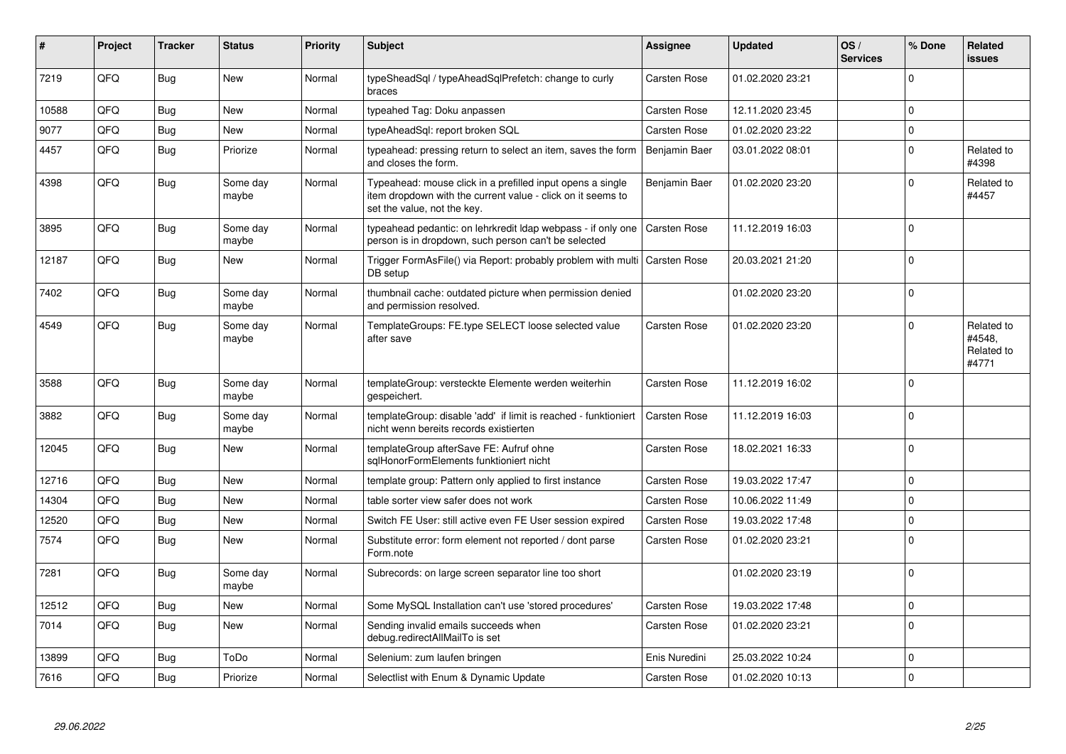| # | Project | Tracker | Status | Priority | Subject | Assignee | Updated | OS / Services | % Done | Related issues |
|---|---|---|---|---|---|---|---|---|---|---|
| 7219 | QFQ | Bug | New | Normal | typeSheadSql / typeAheadSqlPrefetch: change to curly braces | Carsten Rose | 01.02.2020 23:21 | | 0 | |
| 10588 | QFQ | Bug | New | Normal | typeahed Tag: Doku anpassen | Carsten Rose | 12.11.2020 23:45 | | 0 | |
| 9077 | QFQ | Bug | New | Normal | typeAheadSql: report broken SQL | Carsten Rose | 01.02.2020 23:22 | | 0 | |
| 4457 | QFQ | Bug | Priorize | Normal | typeahead: pressing return to select an item, saves the form and closes the form. | Benjamin Baer | 03.01.2022 08:01 | | 0 | Related to #4398 |
| 4398 | QFQ | Bug | Some day maybe | Normal | Typeahead: mouse click in a prefilled input opens a single item dropdown with the current value - click on it seems to set the value, not the key. | Benjamin Baer | 01.02.2020 23:20 | | 0 | Related to #4457 |
| 3895 | QFQ | Bug | Some day maybe | Normal | typeahead pedantic: on lehrkredit ldap webpass - if only one person is in dropdown, such person can't be selected | Carsten Rose | 11.12.2019 16:03 | | 0 | |
| 12187 | QFQ | Bug | New | Normal | Trigger FormAsFile() via Report: probably problem with multi DB setup | Carsten Rose | 20.03.2021 21:20 | | 0 | |
| 7402 | QFQ | Bug | Some day maybe | Normal | thumbnail cache: outdated picture when permission denied and permission resolved. | | 01.02.2020 23:20 | | 0 | |
| 4549 | QFQ | Bug | Some day maybe | Normal | TemplateGroups: FE.type SELECT loose selected value after save | Carsten Rose | 01.02.2020 23:20 | | 0 | Related to #4548, Related to #4771 |
| 3588 | QFQ | Bug | Some day maybe | Normal | templateGroup: versteckte Elemente werden weiterhin gespeichert. | Carsten Rose | 11.12.2019 16:02 | | 0 | |
| 3882 | QFQ | Bug | Some day maybe | Normal | templateGroup: disable 'add' if limit is reached - funktioniert nicht wenn bereits records existierten | Carsten Rose | 11.12.2019 16:03 | | 0 | |
| 12045 | QFQ | Bug | New | Normal | templateGroup afterSave FE: Aufruf ohne sqlHonorFormElements funktioniert nicht | Carsten Rose | 18.02.2021 16:33 | | 0 | |
| 12716 | QFQ | Bug | New | Normal | template group: Pattern only applied to first instance | Carsten Rose | 19.03.2022 17:47 | | 0 | |
| 14304 | QFQ | Bug | New | Normal | table sorter view safer does not work | Carsten Rose | 10.06.2022 11:49 | | 0 | |
| 12520 | QFQ | Bug | New | Normal | Switch FE User: still active even FE User session expired | Carsten Rose | 19.03.2022 17:48 | | 0 | |
| 7574 | QFQ | Bug | New | Normal | Substitute error: form element not reported / dont parse Form.note | Carsten Rose | 01.02.2020 23:21 | | 0 | |
| 7281 | QFQ | Bug | Some day maybe | Normal | Subrecords: on large screen separator line too short | | 01.02.2020 23:19 | | 0 | |
| 12512 | QFQ | Bug | New | Normal | Some MySQL Installation can't use 'stored procedures' | Carsten Rose | 19.03.2022 17:48 | | 0 | |
| 7014 | QFQ | Bug | New | Normal | Sending invalid emails succeeds when debug.redirectAllMailTo is set | Carsten Rose | 01.02.2020 23:21 | | 0 | |
| 13899 | QFQ | Bug | ToDo | Normal | Selenium: zum laufen bringen | Enis Nuredini | 25.03.2022 10:24 | | 0 | |
| 7616 | QFQ | Bug | Priorize | Normal | Selectlist with Enum & Dynamic Update | Carsten Rose | 01.02.2020 10:13 | | 0 | |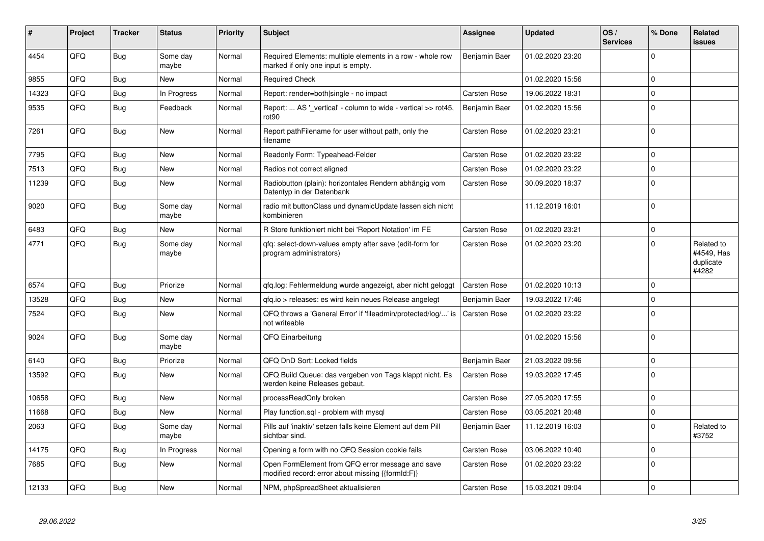| # | Project | Tracker | Status | Priority | Subject | Assignee | Updated | OS / Services | % Done | Related issues |
|---|---|---|---|---|---|---|---|---|---|---|
| 4454 | QFQ | Bug | Some day maybe | Normal | Required Elements: multiple elements in a row - whole row marked if only one input is empty. | Benjamin Baer | 01.02.2020 23:20 | | 0 | |
| 9855 | QFQ | Bug | New | Normal | Required Check | | 01.02.2020 15:56 | | 0 | |
| 14323 | QFQ | Bug | In Progress | Normal | Report: render=both\|single - no impact | Carsten Rose | 19.06.2022 18:31 | | 0 | |
| 9535 | QFQ | Bug | Feedback | Normal | Report: ... AS '_vertical' - column to wide - vertical >> rot45, rot90 | Benjamin Baer | 01.02.2020 15:56 | | 0 | |
| 7261 | QFQ | Bug | New | Normal | Report pathFilename for user without path, only the filename | Carsten Rose | 01.02.2020 23:21 | | 0 | |
| 7795 | QFQ | Bug | New | Normal | Readonly Form: Typeahead-Felder | Carsten Rose | 01.02.2020 23:22 | | 0 | |
| 7513 | QFQ | Bug | New | Normal | Radios not correct aligned | Carsten Rose | 01.02.2020 23:22 | | 0 | |
| 11239 | QFQ | Bug | New | Normal | Radiobutton (plain): horizontales Rendern abhängig vom Datentyp in der Datenbank | Carsten Rose | 30.09.2020 18:37 | | 0 | |
| 9020 | QFQ | Bug | Some day maybe | Normal | radio mit buttonClass und dynamicUpdate lassen sich nicht kombinieren | | 11.12.2019 16:01 | | 0 | |
| 6483 | QFQ | Bug | New | Normal | R Store funktioniert nicht bei 'Report Notation' im FE | Carsten Rose | 01.02.2020 23:21 | | 0 | |
| 4771 | QFQ | Bug | Some day maybe | Normal | qfq: select-down-values empty after save (edit-form for program administrators) | Carsten Rose | 01.02.2020 23:20 | | 0 | Related to #4549, Has duplicate #4282 |
| 6574 | QFQ | Bug | Priorize | Normal | qfq.log: Fehlermeldung wurde angezeigt, aber nicht geloggt | Carsten Rose | 01.02.2020 10:13 | | 0 | |
| 13528 | QFQ | Bug | New | Normal | qfq.io > releases: es wird kein neues Release angelegt | Benjamin Baer | 19.03.2022 17:46 | | 0 | |
| 7524 | QFQ | Bug | New | Normal | QFQ throws a 'General Error' if 'fileadmin/protected/log/...' is not writeable | Carsten Rose | 01.02.2020 23:22 | | 0 | |
| 9024 | QFQ | Bug | Some day maybe | Normal | QFQ Einarbeitung | | 01.02.2020 15:56 | | 0 | |
| 6140 | QFQ | Bug | Priorize | Normal | QFQ DnD Sort: Locked fields | Benjamin Baer | 21.03.2022 09:56 | | 0 | |
| 13592 | QFQ | Bug | New | Normal | QFQ Build Queue: das vergeben von Tags klappt nicht. Es werden keine Releases gebaut. | Carsten Rose | 19.03.2022 17:45 | | 0 | |
| 10658 | QFQ | Bug | New | Normal | processReadOnly broken | Carsten Rose | 27.05.2020 17:55 | | 0 | |
| 11668 | QFQ | Bug | New | Normal | Play function.sql - problem with mysql | Carsten Rose | 03.05.2021 20:48 | | 0 | |
| 2063 | QFQ | Bug | Some day maybe | Normal | Pills auf 'inaktiv' setzen falls keine Element auf dem Pill sichtbar sind. | Benjamin Baer | 11.12.2019 16:03 | | 0 | Related to #3752 |
| 14175 | QFQ | Bug | In Progress | Normal | Opening a form with no QFQ Session cookie fails | Carsten Rose | 03.06.2022 10:40 | | 0 | |
| 7685 | QFQ | Bug | New | Normal | Open FormElement from QFQ error message and save modified record: error about missing {{formId:F}} | Carsten Rose | 01.02.2020 23:22 | | 0 | |
| 12133 | QFQ | Bug | New | Normal | NPM, phpSpreadSheet aktualisieren | Carsten Rose | 15.03.2021 09:04 | | 0 | |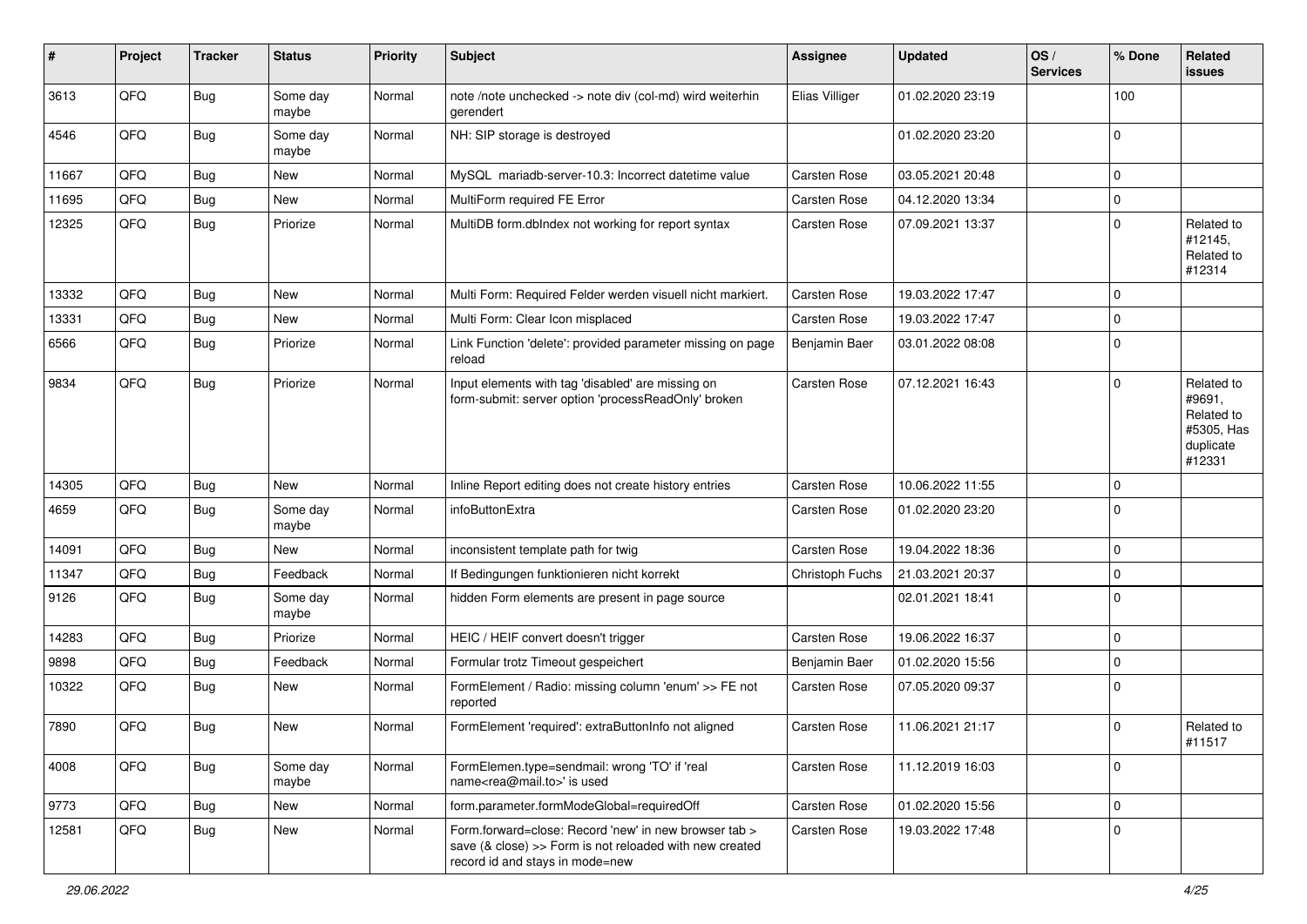| # | Project | Tracker | Status | Priority | Subject | Assignee | Updated | OS / Services | % Done | Related issues |
|---|---|---|---|---|---|---|---|---|---|---|
| 3613 | QFQ | Bug | Some day maybe | Normal | note /note unchecked -> note div (col-md) wird weiterhin gerendert | Elias Villiger | 01.02.2020 23:19 | | 100 | |
| 4546 | QFQ | Bug | Some day maybe | Normal | NH: SIP storage is destroyed | | 01.02.2020 23:20 | | 0 | |
| 11667 | QFQ | Bug | New | Normal | MySQL mariadb-server-10.3: Incorrect datetime value | Carsten Rose | 03.05.2021 20:48 | | 0 | |
| 11695 | QFQ | Bug | New | Normal | MultiForm required FE Error | Carsten Rose | 04.12.2020 13:34 | | 0 | |
| 12325 | QFQ | Bug | Priorize | Normal | MultiDB form.dbIndex not working for report syntax | Carsten Rose | 07.09.2021 13:37 | | 0 | Related to #12145, Related to #12314 |
| 13332 | QFQ | Bug | New | Normal | Multi Form: Required Felder werden visuell nicht markiert. | Carsten Rose | 19.03.2022 17:47 | | 0 | |
| 13331 | QFQ | Bug | New | Normal | Multi Form: Clear Icon misplaced | Carsten Rose | 19.03.2022 17:47 | | 0 | |
| 6566 | QFQ | Bug | Priorize | Normal | Link Function 'delete': provided parameter missing on page reload | Benjamin Baer | 03.01.2022 08:08 | | 0 | |
| 9834 | QFQ | Bug | Priorize | Normal | Input elements with tag 'disabled' are missing on form-submit: server option 'processReadOnly' broken | Carsten Rose | 07.12.2021 16:43 | | 0 | Related to #9691, Related to #5305, Has duplicate #12331 |
| 14305 | QFQ | Bug | New | Normal | Inline Report editing does not create history entries | Carsten Rose | 10.06.2022 11:55 | | 0 | |
| 4659 | QFQ | Bug | Some day maybe | Normal | infoButtonExtra | Carsten Rose | 01.02.2020 23:20 | | 0 | |
| 14091 | QFQ | Bug | New | Normal | inconsistent template path for twig | Carsten Rose | 19.04.2022 18:36 | | 0 | |
| 11347 | QFQ | Bug | Feedback | Normal | If Bedingungen funktionieren nicht korrekt | Christoph Fuchs | 21.03.2021 20:37 | | 0 | |
| 9126 | QFQ | Bug | Some day maybe | Normal | hidden Form elements are present in page source | | 02.01.2021 18:41 | | 0 | |
| 14283 | QFQ | Bug | Priorize | Normal | HEIC / HEIF convert doesn't trigger | Carsten Rose | 19.06.2022 16:37 | | 0 | |
| 9898 | QFQ | Bug | Feedback | Normal | Formular trotz Timeout gespeichert | Benjamin Baer | 01.02.2020 15:56 | | 0 | |
| 10322 | QFQ | Bug | New | Normal | FormElement / Radio: missing column 'enum' >> FE not reported | Carsten Rose | 07.05.2020 09:37 | | 0 | |
| 7890 | QFQ | Bug | New | Normal | FormElement 'required': extraButtonInfo not aligned | Carsten Rose | 11.06.2021 21:17 | | 0 | Related to #11517 |
| 4008 | QFQ | Bug | Some day maybe | Normal | FormElemen.type=sendmail: wrong 'TO' if 'real name<rea@mail.to>' is used | Carsten Rose | 11.12.2019 16:03 | | 0 | |
| 9773 | QFQ | Bug | New | Normal | form.parameter.formModeGlobal=requiredOff | Carsten Rose | 01.02.2020 15:56 | | 0 | |
| 12581 | QFQ | Bug | New | Normal | Form.forward=close: Record 'new' in new browser tab > save (& close) >> Form is not reloaded with new created record id and stays in mode=new | Carsten Rose | 19.03.2022 17:48 | | 0 | |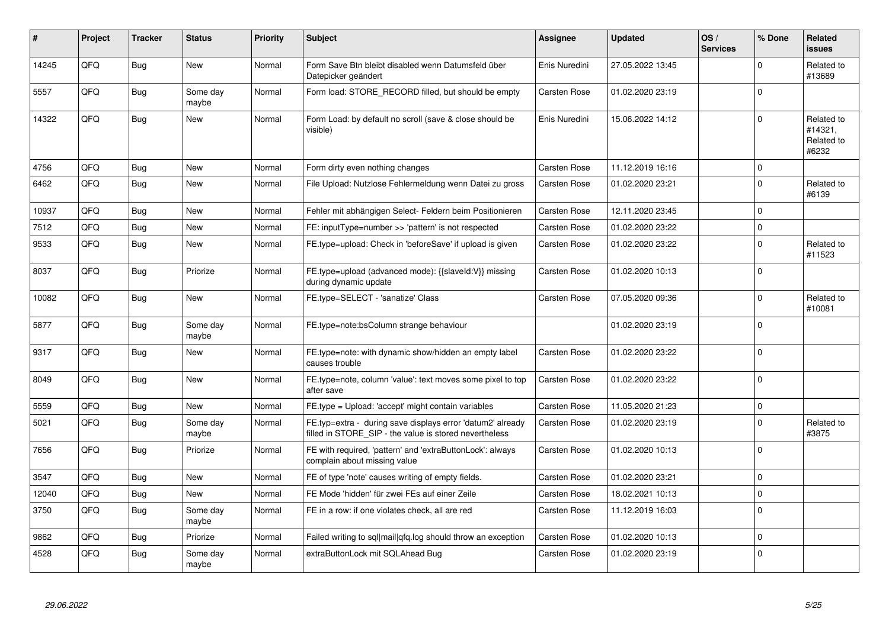| # | Project | Tracker | Status | Priority | Subject | Assignee | Updated | OS / Services | % Done | Related issues |
|---|---|---|---|---|---|---|---|---|---|---|
| 14245 | QFQ | Bug | New | Normal | Form Save Btn bleibt disabled wenn Datumsfeld über Datepicker geändert | Enis Nuredini | 27.05.2022 13:45 | | 0 | Related to #13689 |
| 5557 | QFQ | Bug | Some day maybe | Normal | Form load: STORE_RECORD filled, but should be empty | Carsten Rose | 01.02.2020 23:19 | | 0 | |
| 14322 | QFQ | Bug | New | Normal | Form Load: by default no scroll (save & close should be visible) | Enis Nuredini | 15.06.2022 14:12 | | 0 | Related to #14321, Related to #6232 |
| 4756 | QFQ | Bug | New | Normal | Form dirty even nothing changes | Carsten Rose | 11.12.2019 16:16 | | 0 | |
| 6462 | QFQ | Bug | New | Normal | File Upload: Nutzlose Fehlermeldung wenn Datei zu gross | Carsten Rose | 01.02.2020 23:21 | | 0 | Related to #6139 |
| 10937 | QFQ | Bug | New | Normal | Fehler mit abhängigen Select- Feldern beim Positionieren | Carsten Rose | 12.11.2020 23:45 | | 0 | |
| 7512 | QFQ | Bug | New | Normal | FE: inputType=number >> 'pattern' is not respected | Carsten Rose | 01.02.2020 23:22 | | 0 | |
| 9533 | QFQ | Bug | New | Normal | FE.type=upload: Check in 'beforeSave' if upload is given | Carsten Rose | 01.02.2020 23:22 | | 0 | Related to #11523 |
| 8037 | QFQ | Bug | Priorize | Normal | FE.type=upload (advanced mode): {{slaveId:V}} missing during dynamic update | Carsten Rose | 01.02.2020 10:13 | | 0 | |
| 10082 | QFQ | Bug | New | Normal | FE.type=SELECT - 'sanatize' Class | Carsten Rose | 07.05.2020 09:36 | | 0 | Related to #10081 |
| 5877 | QFQ | Bug | Some day maybe | Normal | FE.type=note:bsColumn strange behaviour | | 01.02.2020 23:19 | | 0 | |
| 9317 | QFQ | Bug | New | Normal | FE.type=note: with dynamic show/hidden an empty label causes trouble | Carsten Rose | 01.02.2020 23:22 | | 0 | |
| 8049 | QFQ | Bug | New | Normal | FE.type=note, column 'value': text moves some pixel to top after save | Carsten Rose | 01.02.2020 23:22 | | 0 | |
| 5559 | QFQ | Bug | New | Normal | FE.type = Upload: 'accept' might contain variables | Carsten Rose | 11.05.2020 21:23 | | 0 | |
| 5021 | QFQ | Bug | Some day maybe | Normal | FE.typ=extra - during save displays error 'datum2' already filled in STORE_SIP - the value is stored nevertheless | Carsten Rose | 01.02.2020 23:19 | | 0 | Related to #3875 |
| 7656 | QFQ | Bug | Priorize | Normal | FE with required, 'pattern' and 'extraButtonLock': always complain about missing value | Carsten Rose | 01.02.2020 10:13 | | 0 | |
| 3547 | QFQ | Bug | New | Normal | FE of type 'note' causes writing of empty fields. | Carsten Rose | 01.02.2020 23:21 | | 0 | |
| 12040 | QFQ | Bug | New | Normal | FE Mode 'hidden' für zwei FEs auf einer Zeile | Carsten Rose | 18.02.2021 10:13 | | 0 | |
| 3750 | QFQ | Bug | Some day maybe | Normal | FE in a row: if one violates check, all are red | Carsten Rose | 11.12.2019 16:03 | | 0 | |
| 9862 | QFQ | Bug | Priorize | Normal | Failed writing to sql\|mail\|qfq.log should throw an exception | Carsten Rose | 01.02.2020 10:13 | | 0 | |
| 4528 | QFQ | Bug | Some day maybe | Normal | extraButtonLock mit SQLAhead Bug | Carsten Rose | 01.02.2020 23:19 | | 0 | |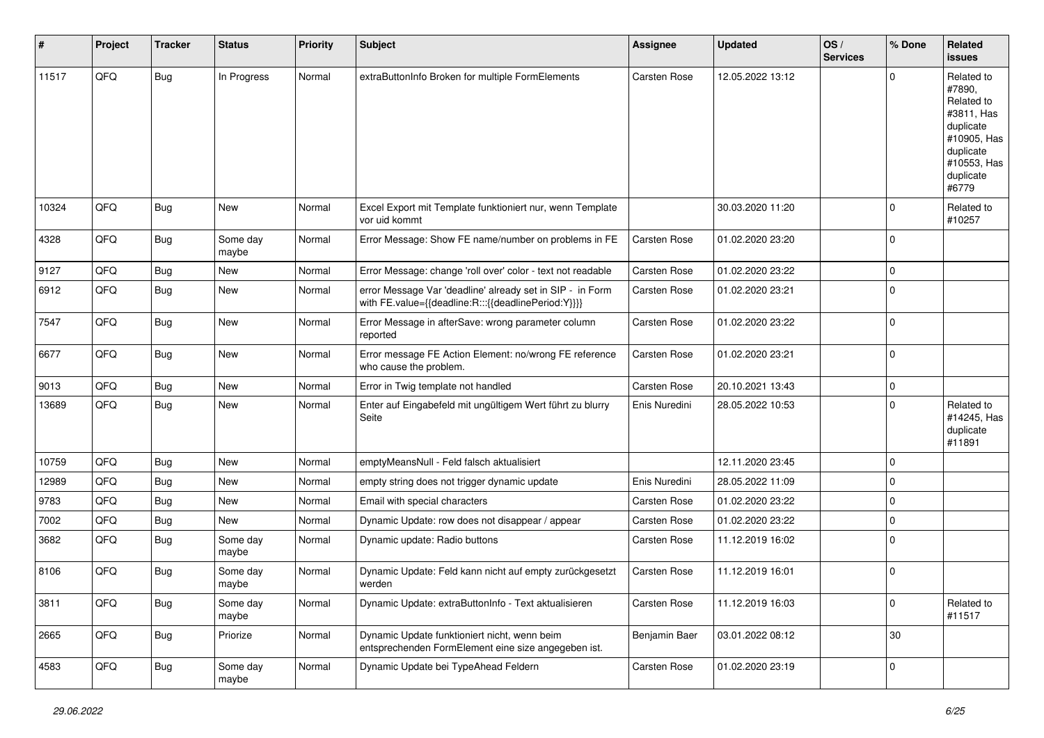| # | Project | Tracker | Status | Priority | Subject | Assignee | Updated | OS / Services | % Done | Related issues |
|---|---|---|---|---|---|---|---|---|---|---|
| 11517 | QFQ | Bug | In Progress | Normal | extraButtonInfo Broken for multiple FormElements | Carsten Rose | 12.05.2022 13:12 | | 0 | Related to #7890, Related to #3811, Has duplicate #10905, Has duplicate #10553, Has duplicate #6779 |
| 10324 | QFQ | Bug | New | Normal | Excel Export mit Template funktioniert nur, wenn Template vor uid kommt | | 30.03.2020 11:20 | | 0 | Related to #10257 |
| 4328 | QFQ | Bug | Some day maybe | Normal | Error Message: Show FE name/number on problems in FE | Carsten Rose | 01.02.2020 23:20 | | 0 | |
| 9127 | QFQ | Bug | New | Normal | Error Message: change 'roll over' color - text not readable | Carsten Rose | 01.02.2020 23:22 | | 0 | |
| 6912 | QFQ | Bug | New | Normal | error Message Var 'deadline' already set in SIP - in Form with FE.value={{deadline:R:::{{deadlinePeriod:Y}}}} | Carsten Rose | 01.02.2020 23:21 | | 0 | |
| 7547 | QFQ | Bug | New | Normal | Error Message in afterSave: wrong parameter column reported | Carsten Rose | 01.02.2020 23:22 | | 0 | |
| 6677 | QFQ | Bug | New | Normal | Error message FE Action Element: no/wrong FE reference who cause the problem. | Carsten Rose | 01.02.2020 23:21 | | 0 | |
| 9013 | QFQ | Bug | New | Normal | Error in Twig template not handled | Carsten Rose | 20.10.2021 13:43 | | 0 | |
| 13689 | QFQ | Bug | New | Normal | Enter auf Eingabefeld mit ungültigem Wert führt zu blurry Seite | Enis Nuredini | 28.05.2022 10:53 | | 0 | Related to #14245, Has duplicate #11891 |
| 10759 | QFQ | Bug | New | Normal | emptyMeansNull - Feld falsch aktualisiert | | 12.11.2020 23:45 | | 0 | |
| 12989 | QFQ | Bug | New | Normal | empty string does not trigger dynamic update | Enis Nuredini | 28.05.2022 11:09 | | 0 | |
| 9783 | QFQ | Bug | New | Normal | Email with special characters | Carsten Rose | 01.02.2020 23:22 | | 0 | |
| 7002 | QFQ | Bug | New | Normal | Dynamic Update: row does not disappear / appear | Carsten Rose | 01.02.2020 23:22 | | 0 | |
| 3682 | QFQ | Bug | Some day maybe | Normal | Dynamic update: Radio buttons | Carsten Rose | 11.12.2019 16:02 | | 0 | |
| 8106 | QFQ | Bug | Some day maybe | Normal | Dynamic Update: Feld kann nicht auf empty zurückgesetzt werden | Carsten Rose | 11.12.2019 16:01 | | 0 | |
| 3811 | QFQ | Bug | Some day maybe | Normal | Dynamic Update: extraButtonInfo - Text aktualisieren | Carsten Rose | 11.12.2019 16:03 | | 0 | Related to #11517 |
| 2665 | QFQ | Bug | Priorize | Normal | Dynamic Update funktioniert nicht, wenn beim entsprechenden FormElement eine size angegeben ist. | Benjamin Baer | 03.01.2022 08:12 | | 30 | |
| 4583 | QFQ | Bug | Some day maybe | Normal | Dynamic Update bei TypeAhead Feldern | Carsten Rose | 01.02.2020 23:19 | | 0 | |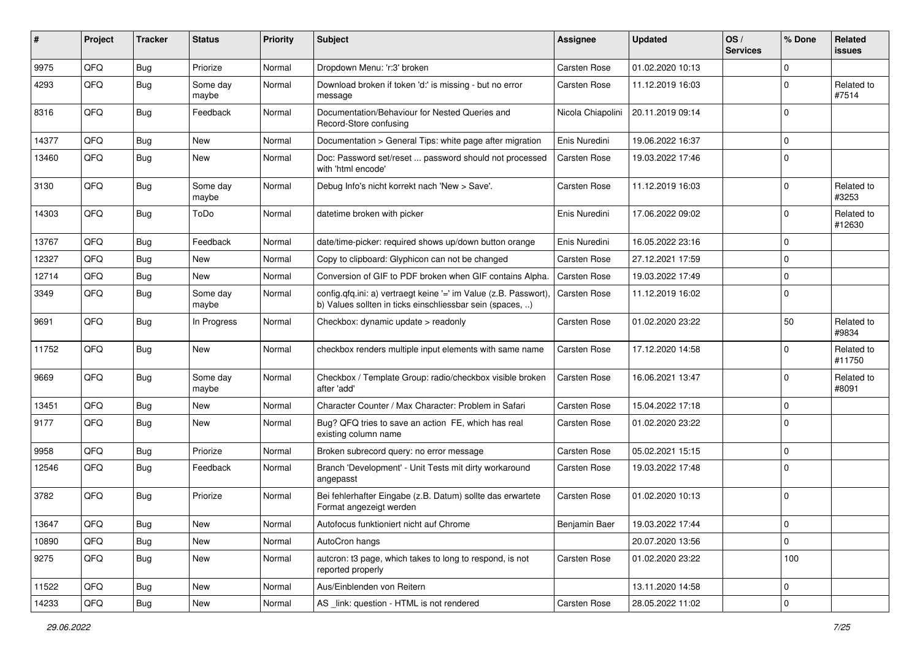| # | Project | Tracker | Status | Priority | Subject | Assignee | Updated | OS / Services | % Done | Related issues |
|---|---|---|---|---|---|---|---|---|---|---|
| 9975 | QFQ | Bug | Priorize | Normal | Dropdown Menu: 'r:3' broken | Carsten Rose | 01.02.2020 10:13 | | 0 | |
| 4293 | QFQ | Bug | Some day maybe | Normal | Download broken if token 'd:' is missing - but no error message | Carsten Rose | 11.12.2019 16:03 | | 0 | Related to #7514 |
| 8316 | QFQ | Bug | Feedback | Normal | Documentation/Behaviour for Nested Queries and Record-Store confusing | Nicola Chiapolini | 20.11.2019 09:14 | | 0 | |
| 14377 | QFQ | Bug | New | Normal | Documentation > General Tips: white page after migration | Enis Nuredini | 19.06.2022 16:37 | | 0 | |
| 13460 | QFQ | Bug | New | Normal | Doc: Password set/reset ... password should not processed with 'html encode' | Carsten Rose | 19.03.2022 17:46 | | 0 | |
| 3130 | QFQ | Bug | Some day maybe | Normal | Debug Info's nicht korrekt nach 'New > Save'. | Carsten Rose | 11.12.2019 16:03 | | 0 | Related to #3253 |
| 14303 | QFQ | Bug | ToDo | Normal | datetime broken with picker | Enis Nuredini | 17.06.2022 09:02 | | 0 | Related to #12630 |
| 13767 | QFQ | Bug | Feedback | Normal | date/time-picker: required shows up/down button orange | Enis Nuredini | 16.05.2022 23:16 | | 0 | |
| 12327 | QFQ | Bug | New | Normal | Copy to clipboard: Glyphicon can not be changed | Carsten Rose | 27.12.2021 17:59 | | 0 | |
| 12714 | QFQ | Bug | New | Normal | Conversion of GIF to PDF broken when GIF contains Alpha. | Carsten Rose | 19.03.2022 17:49 | | 0 | |
| 3349 | QFQ | Bug | Some day maybe | Normal | config.qfq.ini: a) vertraegt keine '=' im Value (z.B. Passwort), b) Values sollten in ticks einschliessbar sein (spaces, ..) | Carsten Rose | 11.12.2019 16:02 | | 0 | |
| 9691 | QFQ | Bug | In Progress | Normal | Checkbox: dynamic update > readonly | Carsten Rose | 01.02.2020 23:22 | | 50 | Related to #9834 |
| 11752 | QFQ | Bug | New | Normal | checkbox renders multiple input elements with same name | Carsten Rose | 17.12.2020 14:58 | | 0 | Related to #11750 |
| 9669 | QFQ | Bug | Some day maybe | Normal | Checkbox / Template Group: radio/checkbox visible broken after 'add' | Carsten Rose | 16.06.2021 13:47 | | 0 | Related to #8091 |
| 13451 | QFQ | Bug | New | Normal | Character Counter / Max Character: Problem in Safari | Carsten Rose | 15.04.2022 17:18 | | 0 | |
| 9177 | QFQ | Bug | New | Normal | Bug? QFQ tries to save an action FE, which has real existing column name | Carsten Rose | 01.02.2020 23:22 | | 0 | |
| 9958 | QFQ | Bug | Priorize | Normal | Broken subrecord query: no error message | Carsten Rose | 05.02.2021 15:15 | | 0 | |
| 12546 | QFQ | Bug | Feedback | Normal | Branch 'Development' - Unit Tests mit dirty workaround angepasst | Carsten Rose | 19.03.2022 17:48 | | 0 | |
| 3782 | QFQ | Bug | Priorize | Normal | Bei fehlerhafter Eingabe (z.B. Datum) sollte das erwartete Format angezeigt werden | Carsten Rose | 01.02.2020 10:13 | | 0 | |
| 13647 | QFQ | Bug | New | Normal | Autofocus funktioniert nicht auf Chrome | Benjamin Baer | 19.03.2022 17:44 | | 0 | |
| 10890 | QFQ | Bug | New | Normal | AutoCron hangs | | 20.07.2020 13:56 | | 0 | |
| 9275 | QFQ | Bug | New | Normal | autcron: t3 page, which takes to long to respond, is not reported properly | Carsten Rose | 01.02.2020 23:22 | | 100 | |
| 11522 | QFQ | Bug | New | Normal | Aus/Einblenden von Reitern | | 13.11.2020 14:58 | | 0 | |
| 14233 | QFQ | Bug | New | Normal | AS _link: question - HTML is not rendered | Carsten Rose | 28.05.2022 11:02 | | 0 | |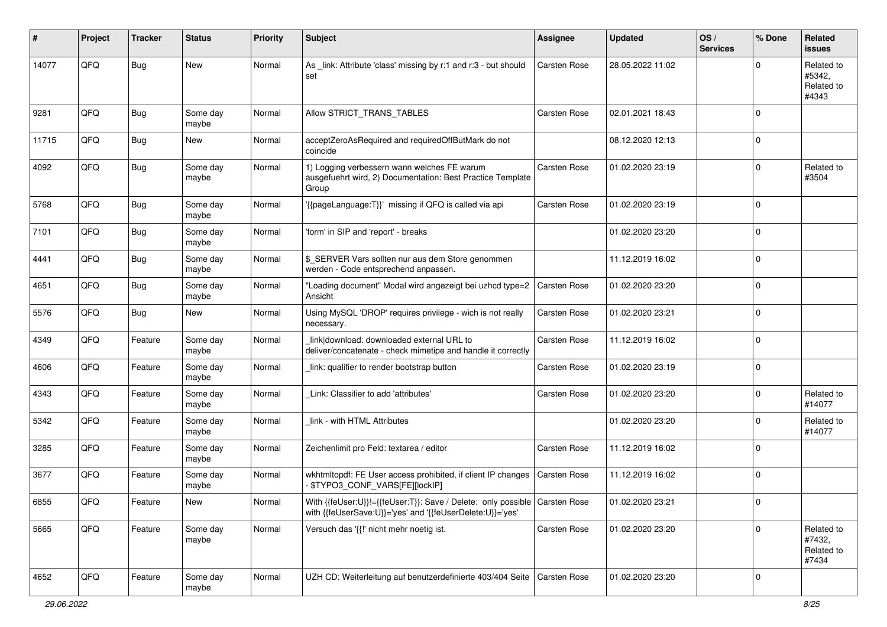| # | Project | Tracker | Status | Priority | Subject | Assignee | Updated | OS / Services | % Done | Related issues |
|---|---|---|---|---|---|---|---|---|---|---|
| 14077 | QFQ | Bug | New | Normal | As _link: Attribute 'class' missing by r:1 and r:3 - but should set | Carsten Rose | 28.05.2022 11:02 | | 0 | Related to #5342, Related to #4343 |
| 9281 | QFQ | Bug | Some day maybe | Normal | Allow STRICT_TRANS_TABLES | Carsten Rose | 02.01.2021 18:43 | | 0 | |
| 11715 | QFQ | Bug | New | Normal | acceptZeroAsRequired and requiredOffButMark do not coincide | | 08.12.2020 12:13 | | 0 | |
| 4092 | QFQ | Bug | Some day maybe | Normal | 1) Logging verbessern wann welches FE warum ausgefuehrt wird, 2) Documentation: Best Practice Template Group | Carsten Rose | 01.02.2020 23:19 | | 0 | Related to #3504 |
| 5768 | QFQ | Bug | Some day maybe | Normal | '{{pageLanguage:T}}' missing if QFQ is called via api | Carsten Rose | 01.02.2020 23:19 | | 0 | |
| 7101 | QFQ | Bug | Some day maybe | Normal | 'form' in SIP and 'report' - breaks | | 01.02.2020 23:20 | | 0 | |
| 4441 | QFQ | Bug | Some day maybe | Normal | $_SERVER Vars sollten nur aus dem Store genommen werden - Code entsprechend anpassen. | | 11.12.2019 16:02 | | 0 | |
| 4651 | QFQ | Bug | Some day maybe | Normal | "Loading document" Modal wird angezeigt bei uzhcd type=2 Ansicht | Carsten Rose | 01.02.2020 23:20 | | 0 | |
| 5576 | QFQ | Bug | New | Normal | Using MySQL 'DROP' requires privilege - wich is not really necessary. | Carsten Rose | 01.02.2020 23:21 | | 0 | |
| 4349 | QFQ | Feature | Some day maybe | Normal | _link\|download: downloaded external URL to deliver/concatenate - check mimetipe and handle it correctly | Carsten Rose | 11.12.2019 16:02 | | 0 | |
| 4606 | QFQ | Feature | Some day maybe | Normal | _link: qualifier to render bootstrap button | Carsten Rose | 01.02.2020 23:19 | | 0 | |
| 4343 | QFQ | Feature | Some day maybe | Normal | _Link: Classifier to add 'attributes' | Carsten Rose | 01.02.2020 23:20 | | 0 | Related to #14077 |
| 5342 | QFQ | Feature | Some day maybe | Normal | _link - with HTML Attributes | | 01.02.2020 23:20 | | 0 | Related to #14077 |
| 3285 | QFQ | Feature | Some day maybe | Normal | Zeichenlimit pro Feld: textarea / editor | Carsten Rose | 11.12.2019 16:02 | | 0 | |
| 3677 | QFQ | Feature | Some day maybe | Normal | wkhtmltopdf: FE User access prohibited, if client IP changes - $TYPO3_CONF_VARS[FE][lockIP] | Carsten Rose | 11.12.2019 16:02 | | 0 | |
| 6855 | QFQ | Feature | New | Normal | With {{feUser:U}}!={{feUser:T}}: Save / Delete: only possible with {{feUserSave:U}}='yes' and '{{feUserDelete:U}}='yes' | Carsten Rose | 01.02.2020 23:21 | | 0 | |
| 5665 | QFQ | Feature | Some day maybe | Normal | Versuch das '{{!' nicht mehr noetig ist. | Carsten Rose | 01.02.2020 23:20 | | 0 | Related to #7432, Related to #7434 |
| 4652 | QFQ | Feature | Some day maybe | Normal | UZH CD: Weiterleitung auf benutzerdefinierte 403/404 Seite | Carsten Rose | 01.02.2020 23:20 | | 0 | |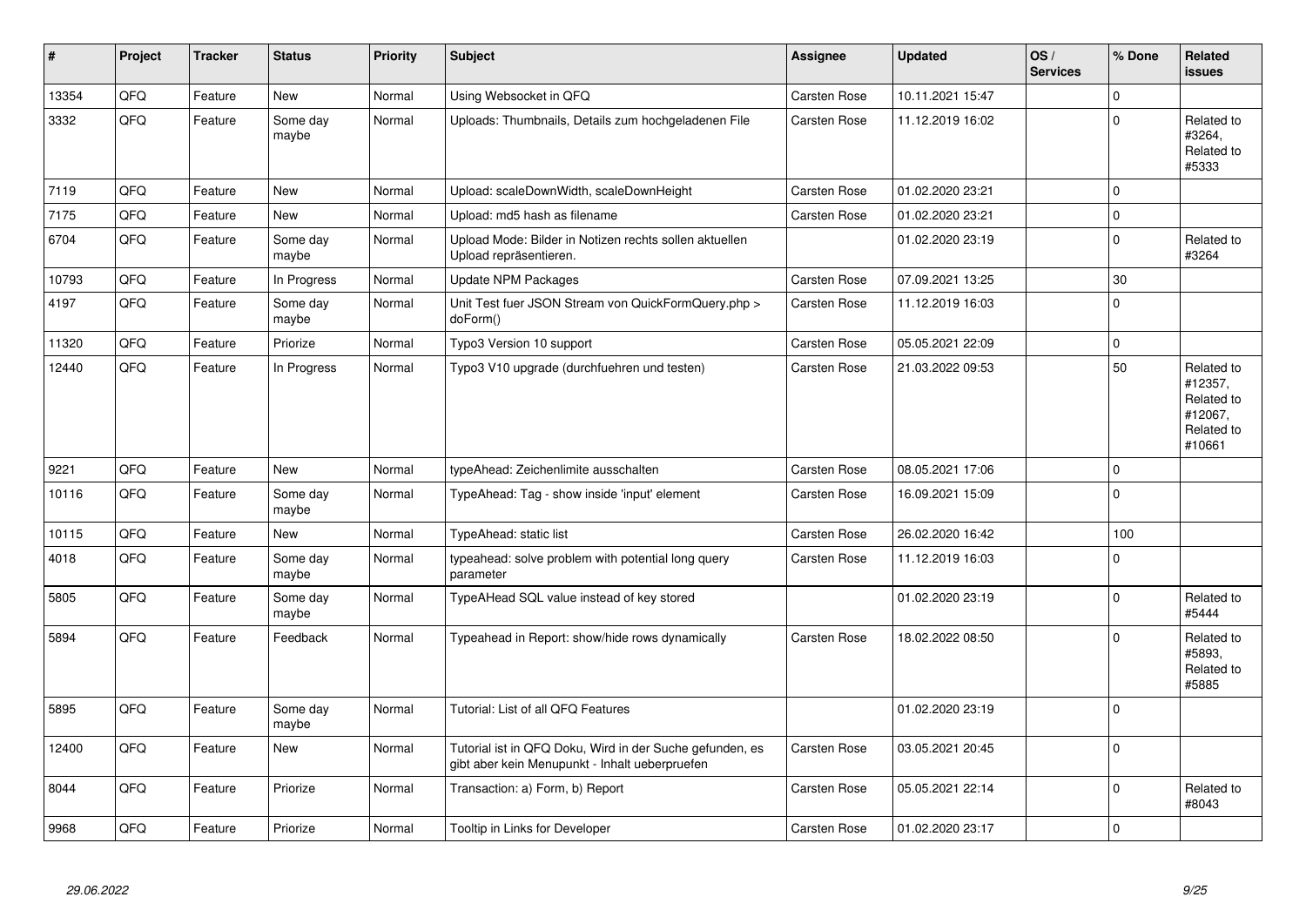| # | Project | Tracker | Status | Priority | Subject | Assignee | Updated | OS / Services | % Done | Related issues |
|---|---|---|---|---|---|---|---|---|---|---|
| 13354 | QFQ | Feature | New | Normal | Using Websocket in QFQ | Carsten Rose | 10.11.2021 15:47 | | 0 | |
| 3332 | QFQ | Feature | Some day maybe | Normal | Uploads: Thumbnails, Details zum hochgeladenen File | Carsten Rose | 11.12.2019 16:02 | | 0 | Related to #3264, Related to #5333 |
| 7119 | QFQ | Feature | New | Normal | Upload: scaleDownWidth, scaleDownHeight | Carsten Rose | 01.02.2020 23:21 | | 0 | |
| 7175 | QFQ | Feature | New | Normal | Upload: md5 hash as filename | Carsten Rose | 01.02.2020 23:21 | | 0 | |
| 6704 | QFQ | Feature | Some day maybe | Normal | Upload Mode: Bilder in Notizen rechts sollen aktuellen Upload repräsentieren. | | 01.02.2020 23:19 | | 0 | Related to #3264 |
| 10793 | QFQ | Feature | In Progress | Normal | Update NPM Packages | Carsten Rose | 07.09.2021 13:25 | | 30 | |
| 4197 | QFQ | Feature | Some day maybe | Normal | Unit Test fuer JSON Stream von QuickFormQuery.php > doForm() | Carsten Rose | 11.12.2019 16:03 | | 0 | |
| 11320 | QFQ | Feature | Priorize | Normal | Typo3 Version 10 support | Carsten Rose | 05.05.2021 22:09 | | 0 | |
| 12440 | QFQ | Feature | In Progress | Normal | Typo3 V10 upgrade (durchfuehren und testen) | Carsten Rose | 21.03.2022 09:53 | | 50 | Related to #12357, Related to #12067, Related to #10661 |
| 9221 | QFQ | Feature | New | Normal | typeAhead: Zeichenlimite ausschalten | Carsten Rose | 08.05.2021 17:06 | | 0 | |
| 10116 | QFQ | Feature | Some day maybe | Normal | TypeAhead: Tag - show inside 'input' element | Carsten Rose | 16.09.2021 15:09 | | 0 | |
| 10115 | QFQ | Feature | New | Normal | TypeAhead: static list | Carsten Rose | 26.02.2020 16:42 | | 100 | |
| 4018 | QFQ | Feature | Some day maybe | Normal | typeahead: solve problem with potential long query parameter | Carsten Rose | 11.12.2019 16:03 | | 0 | |
| 5805 | QFQ | Feature | Some day maybe | Normal | TypeAHead SQL value instead of key stored | | 01.02.2020 23:19 | | 0 | Related to #5444 |
| 5894 | QFQ | Feature | Feedback | Normal | Typeahead in Report: show/hide rows dynamically | Carsten Rose | 18.02.2022 08:50 | | 0 | Related to #5893, Related to #5885 |
| 5895 | QFQ | Feature | Some day maybe | Normal | Tutorial: List of all QFQ Features | | 01.02.2020 23:19 | | 0 | |
| 12400 | QFQ | Feature | New | Normal | Tutorial ist in QFQ Doku, Wird in der Suche gefunden, es gibt aber kein Menupunkt - Inhalt ueberpruefen | Carsten Rose | 03.05.2021 20:45 | | 0 | |
| 8044 | QFQ | Feature | Priorize | Normal | Transaction: a) Form, b) Report | Carsten Rose | 05.05.2021 22:14 | | 0 | Related to #8043 |
| 9968 | QFQ | Feature | Priorize | Normal | Tooltip in Links for Developer | Carsten Rose | 01.02.2020 23:17 | | 0 | |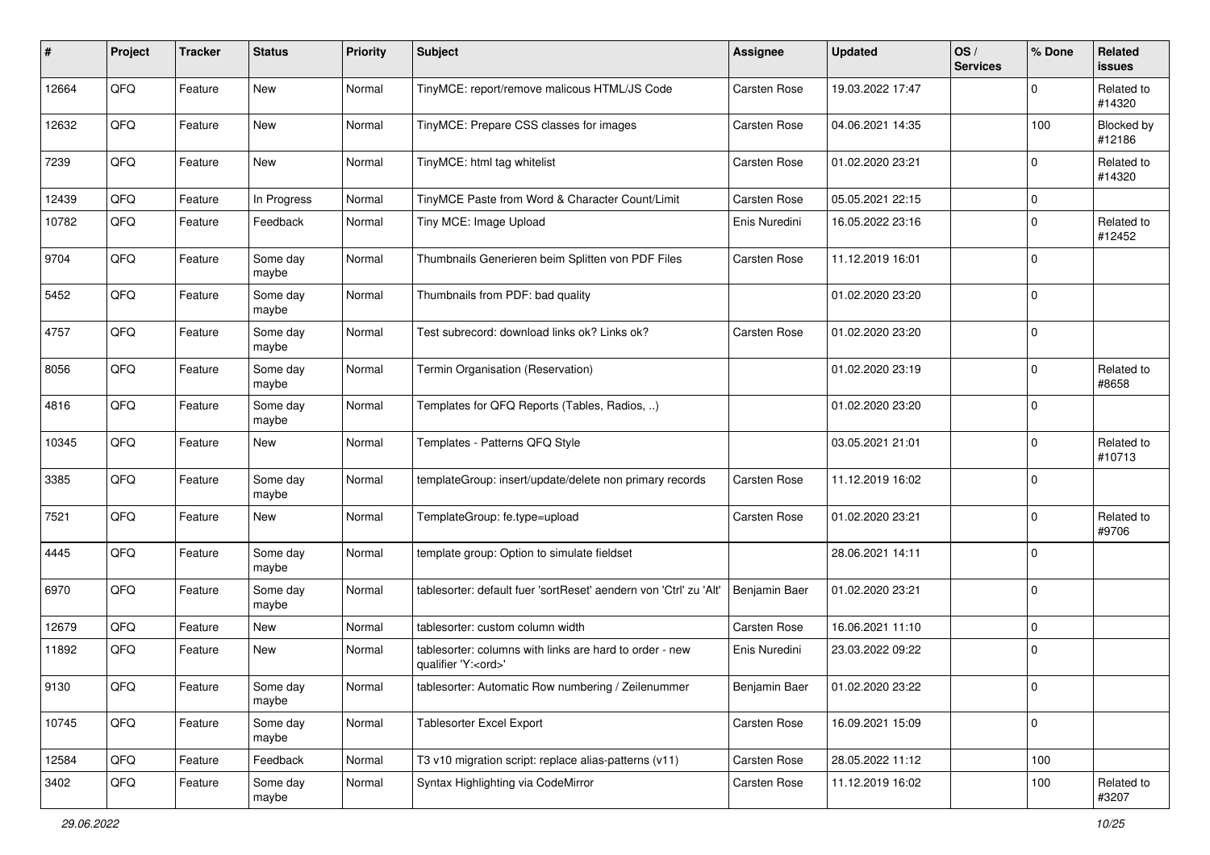| # | Project | Tracker | Status | Priority | Subject | Assignee | Updated | OS / Services | % Done | Related issues |
|---|---|---|---|---|---|---|---|---|---|---|
| 12664 | QFQ | Feature | New | Normal | TinyMCE: report/remove malicous HTML/JS Code | Carsten Rose | 19.03.2022 17:47 | | 0 | Related to #14320 |
| 12632 | QFQ | Feature | New | Normal | TinyMCE: Prepare CSS classes for images | Carsten Rose | 04.06.2021 14:35 | | 100 | Blocked by #12186 |
| 7239 | QFQ | Feature | New | Normal | TinyMCE: html tag whitelist | Carsten Rose | 01.02.2020 23:21 | | 0 | Related to #14320 |
| 12439 | QFQ | Feature | In Progress | Normal | TinyMCE Paste from Word & Character Count/Limit | Carsten Rose | 05.05.2021 22:15 | | 0 | |
| 10782 | QFQ | Feature | Feedback | Normal | Tiny MCE: Image Upload | Enis Nuredini | 16.05.2022 23:16 | | 0 | Related to #12452 |
| 9704 | QFQ | Feature | Some day maybe | Normal | Thumbnails Generieren beim Splitten von PDF Files | Carsten Rose | 11.12.2019 16:01 | | 0 | |
| 5452 | QFQ | Feature | Some day maybe | Normal | Thumbnails from PDF: bad quality | | 01.02.2020 23:20 | | 0 | |
| 4757 | QFQ | Feature | Some day maybe | Normal | Test subrecord: download links ok? Links ok? | Carsten Rose | 01.02.2020 23:20 | | 0 | |
| 8056 | QFQ | Feature | Some day maybe | Normal | Termin Organisation (Reservation) | | 01.02.2020 23:19 | | 0 | Related to #8658 |
| 4816 | QFQ | Feature | Some day maybe | Normal | Templates for QFQ Reports (Tables, Radios, ..) | | 01.02.2020 23:20 | | 0 | |
| 10345 | QFQ | Feature | New | Normal | Templates - Patterns QFQ Style | | 03.05.2021 21:01 | | 0 | Related to #10713 |
| 3385 | QFQ | Feature | Some day maybe | Normal | templateGroup: insert/update/delete non primary records | Carsten Rose | 11.12.2019 16:02 | | 0 | |
| 7521 | QFQ | Feature | New | Normal | TemplateGroup: fe.type=upload | Carsten Rose | 01.02.2020 23:21 | | 0 | Related to #9706 |
| 4445 | QFQ | Feature | Some day maybe | Normal | template group: Option to simulate fieldset | | 28.06.2021 14:11 | | 0 | |
| 6970 | QFQ | Feature | Some day maybe | Normal | tablesorter: default fuer 'sortReset' aendern von 'Ctrl' zu 'Alt' | Benjamin Baer | 01.02.2020 23:21 | | 0 | |
| 12679 | QFQ | Feature | New | Normal | tablesorter: custom column width | Carsten Rose | 16.06.2021 11:10 | | 0 | |
| 11892 | QFQ | Feature | New | Normal | tablesorter: columns with links are hard to order - new qualifier 'Y:<ord>' | Enis Nuredini | 23.03.2022 09:22 | | 0 | |
| 9130 | QFQ | Feature | Some day maybe | Normal | tablesorter: Automatic Row numbering / Zeilenummer | Benjamin Baer | 01.02.2020 23:22 | | 0 | |
| 10745 | QFQ | Feature | Some day maybe | Normal | Tablesorter Excel Export | Carsten Rose | 16.09.2021 15:09 | | 0 | |
| 12584 | QFQ | Feature | Feedback | Normal | T3 v10 migration script: replace alias-patterns (v11) | Carsten Rose | 28.05.2022 11:12 | | 100 | |
| 3402 | QFQ | Feature | Some day maybe | Normal | Syntax Highlighting via CodeMirror | Carsten Rose | 11.12.2019 16:02 | | 100 | Related to #3207 |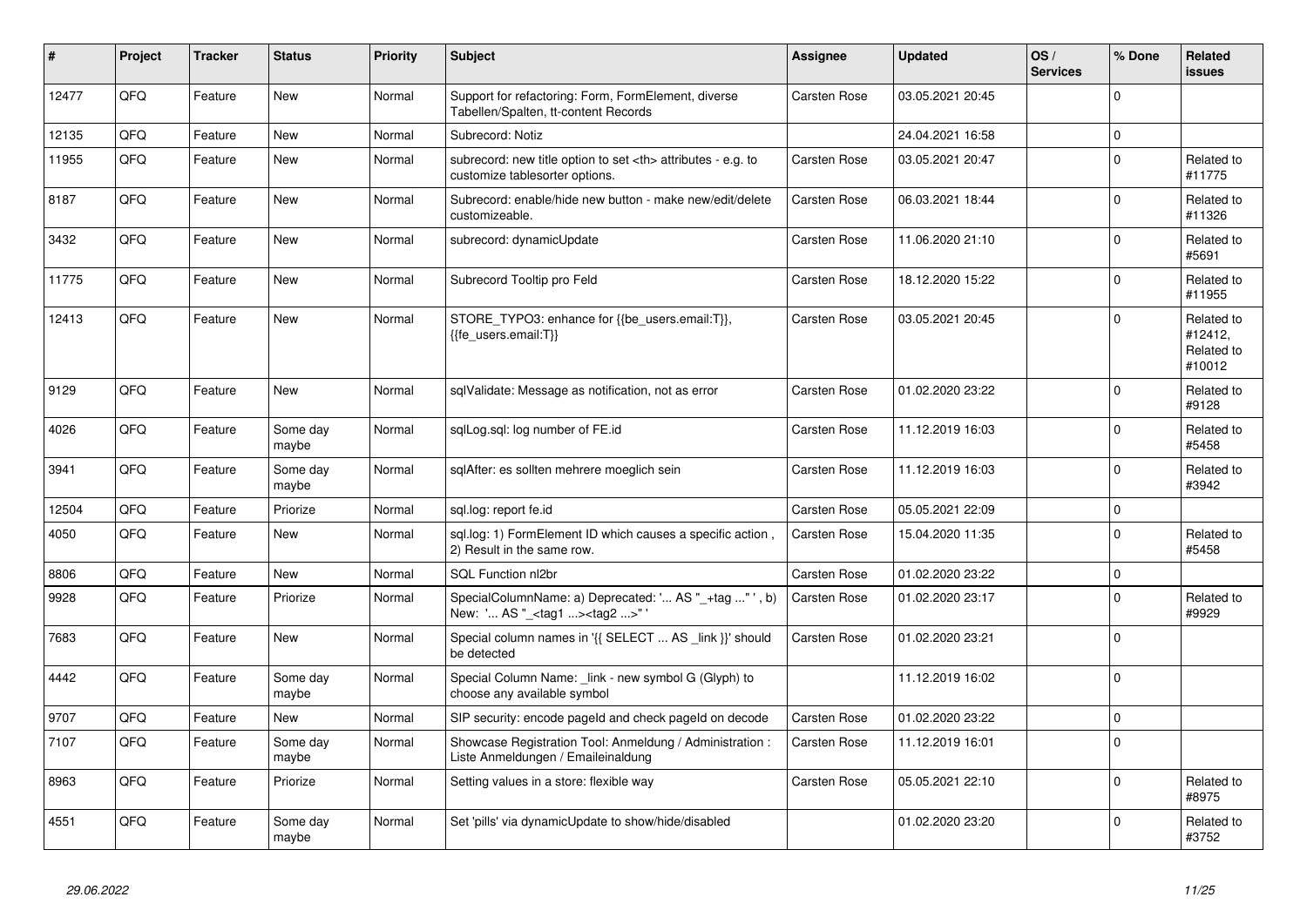| # | Project | Tracker | Status | Priority | Subject | Assignee | Updated | OS / Services | % Done | Related issues |
|---|---|---|---|---|---|---|---|---|---|---|
| 12477 | QFQ | Feature | New | Normal | Support for refactoring: Form, FormElement, diverse Tabellen/Spalten, tt-content Records | Carsten Rose | 03.05.2021 20:45 | | 0 | |
| 12135 | QFQ | Feature | New | Normal | Subrecord: Notiz | | 24.04.2021 16:58 | | 0 | |
| 11955 | QFQ | Feature | New | Normal | subrecord: new title option to set <th> attributes - e.g. to customize tablesorter options. | Carsten Rose | 03.05.2021 20:47 | | 0 | Related to #11775 |
| 8187 | QFQ | Feature | New | Normal | Subrecord: enable/hide new button - make new/edit/delete customizeable. | Carsten Rose | 06.03.2021 18:44 | | 0 | Related to #11326 |
| 3432 | QFQ | Feature | New | Normal | subrecord: dynamicUpdate | Carsten Rose | 11.06.2020 21:10 | | 0 | Related to #5691 |
| 11775 | QFQ | Feature | New | Normal | Subrecord Tooltip pro Feld | Carsten Rose | 18.12.2020 15:22 | | 0 | Related to #11955 |
| 12413 | QFQ | Feature | New | Normal | STORE_TYPO3: enhance for {{be_users.email:T}}, {{fe_users.email:T}} | Carsten Rose | 03.05.2021 20:45 | | 0 | Related to #12412, Related to #10012 |
| 9129 | QFQ | Feature | New | Normal | sqlValidate: Message as notification, not as error | Carsten Rose | 01.02.2020 23:22 | | 0 | Related to #9128 |
| 4026 | QFQ | Feature | Some day maybe | Normal | sqlLog.sql: log number of FE.id | Carsten Rose | 11.12.2019 16:03 | | 0 | Related to #5458 |
| 3941 | QFQ | Feature | Some day maybe | Normal | sqlAfter: es sollten mehrere moeglich sein | Carsten Rose | 11.12.2019 16:03 | | 0 | Related to #3942 |
| 12504 | QFQ | Feature | Priorize | Normal | sql.log: report fe.id | Carsten Rose | 05.05.2021 22:09 | | 0 | |
| 4050 | QFQ | Feature | New | Normal | sql.log: 1) FormElement ID which causes a specific action , 2) Result in the same row. | Carsten Rose | 15.04.2020 11:35 | | 0 | Related to #5458 |
| 8806 | QFQ | Feature | New | Normal | SQL Function nl2br | Carsten Rose | 01.02.2020 23:22 | | 0 | |
| 9928 | QFQ | Feature | Priorize | Normal | SpecialColumnName: a) Deprecated: '... AS "_+tag ..." ', b) New: '... AS "_<tag1 ...><tag2 ...>" ' | Carsten Rose | 01.02.2020 23:17 | | 0 | Related to #9929 |
| 7683 | QFQ | Feature | New | Normal | Special column names in '{{ SELECT ... AS _link }}' should be detected | Carsten Rose | 01.02.2020 23:21 | | 0 | |
| 4442 | QFQ | Feature | Some day maybe | Normal | Special Column Name: _link - new symbol G (Glyph) to choose any available symbol | | 11.12.2019 16:02 | | 0 | |
| 9707 | QFQ | Feature | New | Normal | SIP security: encode pageId and check pageId on decode | Carsten Rose | 01.02.2020 23:22 | | 0 | |
| 7107 | QFQ | Feature | Some day maybe | Normal | Showcase Registration Tool: Anmeldung / Administration : Liste Anmeldungen / Emaileinaldung | Carsten Rose | 11.12.2019 16:01 | | 0 | |
| 8963 | QFQ | Feature | Priorize | Normal | Setting values in a store: flexible way | Carsten Rose | 05.05.2021 22:10 | | 0 | Related to #8975 |
| 4551 | QFQ | Feature | Some day maybe | Normal | Set 'pills' via dynamicUpdate to show/hide/disabled | | 01.02.2020 23:20 | | 0 | Related to #3752 |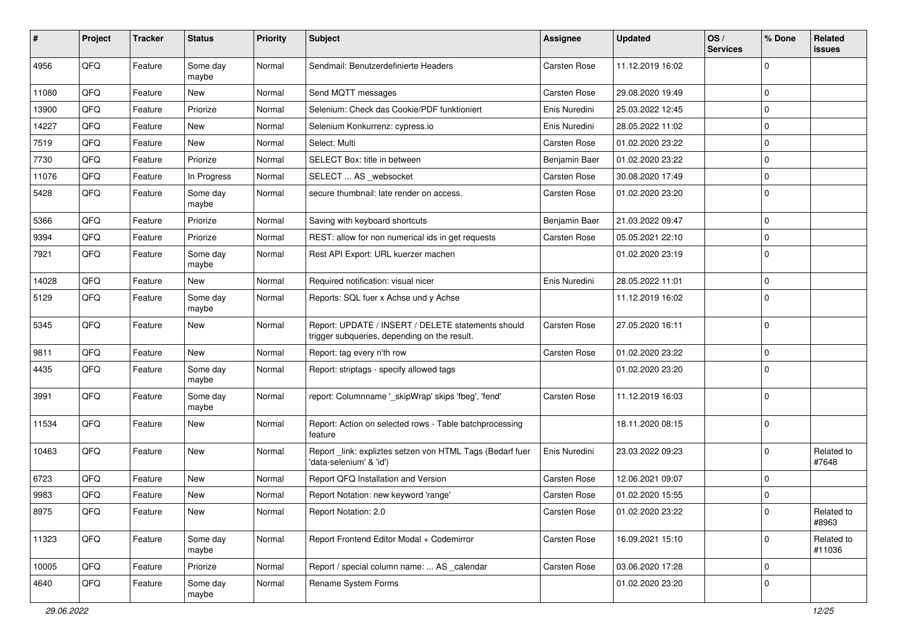| # | Project | Tracker | Status | Priority | Subject | Assignee | Updated | OS / Services | % Done | Related issues |
|---|---|---|---|---|---|---|---|---|---|---|
| 4956 | QFQ | Feature | Some day maybe | Normal | Sendmail: Benutzerdefinierte Headers | Carsten Rose | 11.12.2019 16:02 | | 0 | |
| 11080 | QFQ | Feature | New | Normal | Send MQTT messages | Carsten Rose | 29.08.2020 19:49 | | 0 | |
| 13900 | QFQ | Feature | Priorize | Normal | Selenium: Check das Cookie/PDF funktioniert | Enis Nuredini | 25.03.2022 12:45 | | 0 | |
| 14227 | QFQ | Feature | New | Normal | Selenium Konkurrenz: cypress.io | Enis Nuredini | 28.05.2022 11:02 | | 0 | |
| 7519 | QFQ | Feature | New | Normal | Select: Multi | Carsten Rose | 01.02.2020 23:22 | | 0 | |
| 7730 | QFQ | Feature | Priorize | Normal | SELECT Box: title in between | Benjamin Baer | 01.02.2020 23:22 | | 0 | |
| 11076 | QFQ | Feature | In Progress | Normal | SELECT ... AS _websocket | Carsten Rose | 30.08.2020 17:49 | | 0 | |
| 5428 | QFQ | Feature | Some day maybe | Normal | secure thumbnail: late render on access. | Carsten Rose | 01.02.2020 23:20 | | 0 | |
| 5366 | QFQ | Feature | Priorize | Normal | Saving with keyboard shortcuts | Benjamin Baer | 21.03.2022 09:47 | | 0 | |
| 9394 | QFQ | Feature | Priorize | Normal | REST: allow for non numerical ids in get requests | Carsten Rose | 05.05.2021 22:10 | | 0 | |
| 7921 | QFQ | Feature | Some day maybe | Normal | Rest API Export: URL kuerzer machen | | 01.02.2020 23:19 | | 0 | |
| 14028 | QFQ | Feature | New | Normal | Required notification: visual nicer | Enis Nuredini | 28.05.2022 11:01 | | 0 | |
| 5129 | QFQ | Feature | Some day maybe | Normal | Reports: SQL fuer x Achse und y Achse | | 11.12.2019 16:02 | | 0 | |
| 5345 | QFQ | Feature | New | Normal | Report: UPDATE / INSERT / DELETE statements should trigger subqueries, depending on the result. | Carsten Rose | 27.05.2020 16:11 | | 0 | |
| 9811 | QFQ | Feature | New | Normal | Report: tag every n'th row | Carsten Rose | 01.02.2020 23:22 | | 0 | |
| 4435 | QFQ | Feature | Some day maybe | Normal | Report: striptags - specify allowed tags | | 01.02.2020 23:20 | | 0 | |
| 3991 | QFQ | Feature | Some day maybe | Normal | report: Columnname '_skipWrap' skips 'fbeg', 'fend' | Carsten Rose | 11.12.2019 16:03 | | 0 | |
| 11534 | QFQ | Feature | New | Normal | Report: Action on selected rows - Table batchprocessing feature | | 18.11.2020 08:15 | | 0 | |
| 10463 | QFQ | Feature | New | Normal | Report _link: expliztes setzen von HTML Tags (Bedarf fuer 'data-selenium' & 'id') | Enis Nuredini | 23.03.2022 09:23 | | 0 | Related to #7648 |
| 6723 | QFQ | Feature | New | Normal | Report QFQ Installation and Version | Carsten Rose | 12.06.2021 09:07 | | 0 | |
| 9983 | QFQ | Feature | New | Normal | Report Notation: new keyword 'range' | Carsten Rose | 01.02.2020 15:55 | | 0 | |
| 8975 | QFQ | Feature | New | Normal | Report Notation: 2.0 | Carsten Rose | 01.02.2020 23:22 | | 0 | Related to #8963 |
| 11323 | QFQ | Feature | Some day maybe | Normal | Report Frontend Editor Modal + Codemirror | Carsten Rose | 16.09.2021 15:10 | | 0 | Related to #11036 |
| 10005 | QFQ | Feature | Priorize | Normal | Report / special column name: ... AS _calendar | Carsten Rose | 03.06.2020 17:28 | | 0 | |
| 4640 | QFQ | Feature | Some day maybe | Normal | Rename System Forms | | 01.02.2020 23:20 | | 0 | |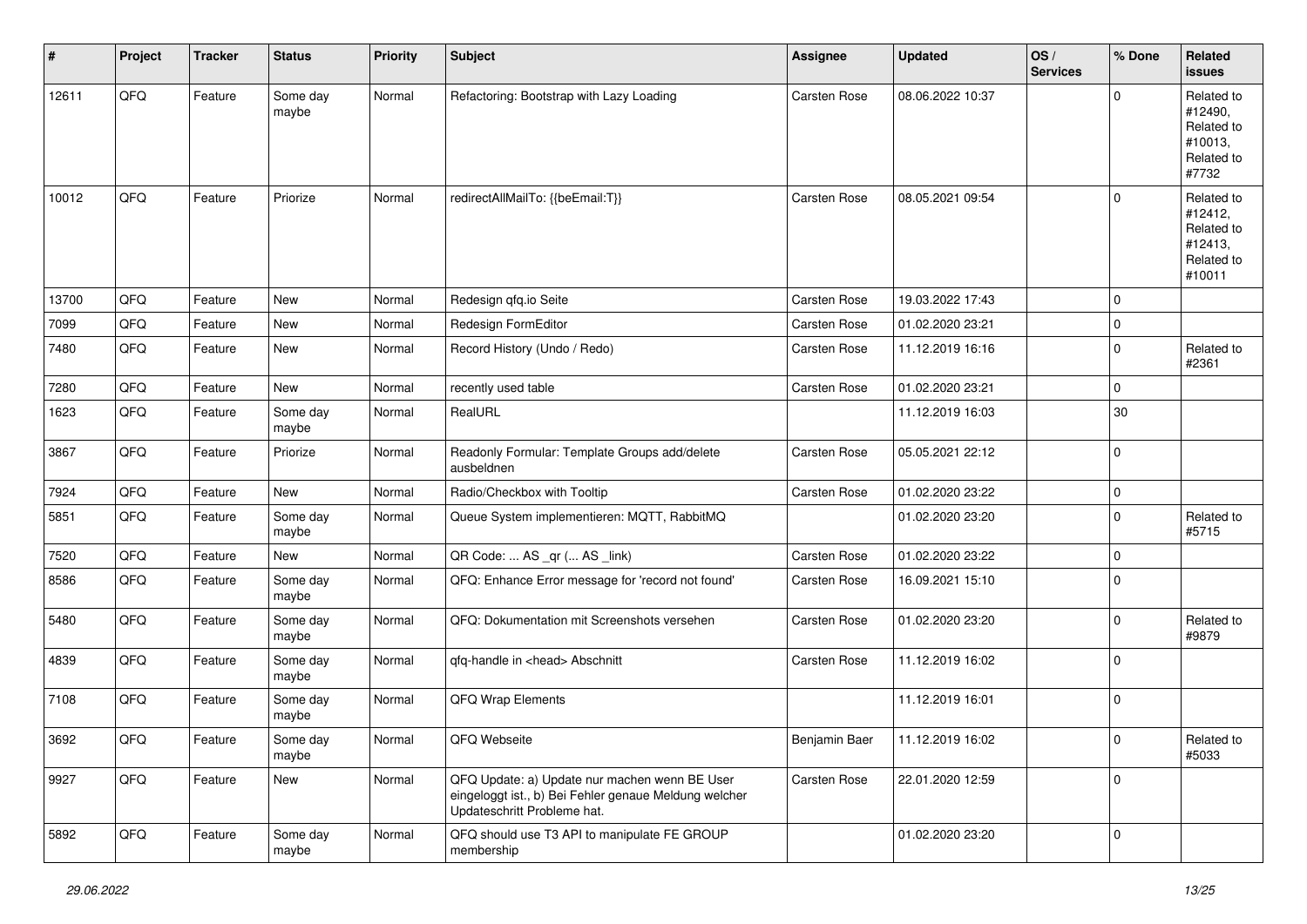| # | Project | Tracker | Status | Priority | Subject | Assignee | Updated | OS / Services | % Done | Related issues |
|---|---|---|---|---|---|---|---|---|---|---|
| 12611 | QFQ | Feature | Some day maybe | Normal | Refactoring: Bootstrap with Lazy Loading | Carsten Rose | 08.06.2022 10:37 | | 0 | Related to #12490, Related to #10013, Related to #7732 |
| 10012 | QFQ | Feature | Priorize | Normal | redirectAllMailTo: {{beEmail:T}} | Carsten Rose | 08.05.2021 09:54 | | 0 | Related to #12412, Related to #12413, Related to #10011 |
| 13700 | QFQ | Feature | New | Normal | Redesign qfq.io Seite | Carsten Rose | 19.03.2022 17:43 | | 0 | |
| 7099 | QFQ | Feature | New | Normal | Redesign FormEditor | Carsten Rose | 01.02.2020 23:21 | | 0 | |
| 7480 | QFQ | Feature | New | Normal | Record History (Undo / Redo) | Carsten Rose | 11.12.2019 16:16 | | 0 | Related to #2361 |
| 7280 | QFQ | Feature | New | Normal | recently used table | Carsten Rose | 01.02.2020 23:21 | | 0 | |
| 1623 | QFQ | Feature | Some day maybe | Normal | RealURL | | 11.12.2019 16:03 | | 30 | |
| 3867 | QFQ | Feature | Priorize | Normal | Readonly Formular: Template Groups add/delete ausbeldnen | Carsten Rose | 05.05.2021 22:12 | | 0 | |
| 7924 | QFQ | Feature | New | Normal | Radio/Checkbox with Tooltip | Carsten Rose | 01.02.2020 23:22 | | 0 | |
| 5851 | QFQ | Feature | Some day maybe | Normal | Queue System implementieren: MQTT, RabbitMQ | | 01.02.2020 23:20 | | 0 | Related to #5715 |
| 7520 | QFQ | Feature | New | Normal | QR Code: ... AS _qr (... AS _link) | Carsten Rose | 01.02.2020 23:22 | | 0 | |
| 8586 | QFQ | Feature | Some day maybe | Normal | QFQ: Enhance Error message for 'record not found' | Carsten Rose | 16.09.2021 15:10 | | 0 | |
| 5480 | QFQ | Feature | Some day maybe | Normal | QFQ: Dokumentation mit Screenshots versehen | Carsten Rose | 01.02.2020 23:20 | | 0 | Related to #9879 |
| 4839 | QFQ | Feature | Some day maybe | Normal | qfq-handle in <head> Abschnitt | Carsten Rose | 11.12.2019 16:02 | | 0 | |
| 7108 | QFQ | Feature | Some day maybe | Normal | QFQ Wrap Elements | | 11.12.2019 16:01 | | 0 | |
| 3692 | QFQ | Feature | Some day maybe | Normal | QFQ Webseite | Benjamin Baer | 11.12.2019 16:02 | | 0 | Related to #5033 |
| 9927 | QFQ | Feature | New | Normal | QFQ Update: a) Update nur machen wenn BE User eingeloggt ist., b) Bei Fehler genaue Meldung welcher Updateschritt Probleme hat. | Carsten Rose | 22.01.2020 12:59 | | 0 | |
| 5892 | QFQ | Feature | Some day maybe | Normal | QFQ should use T3 API to manipulate FE GROUP membership | | 01.02.2020 23:20 | | 0 | |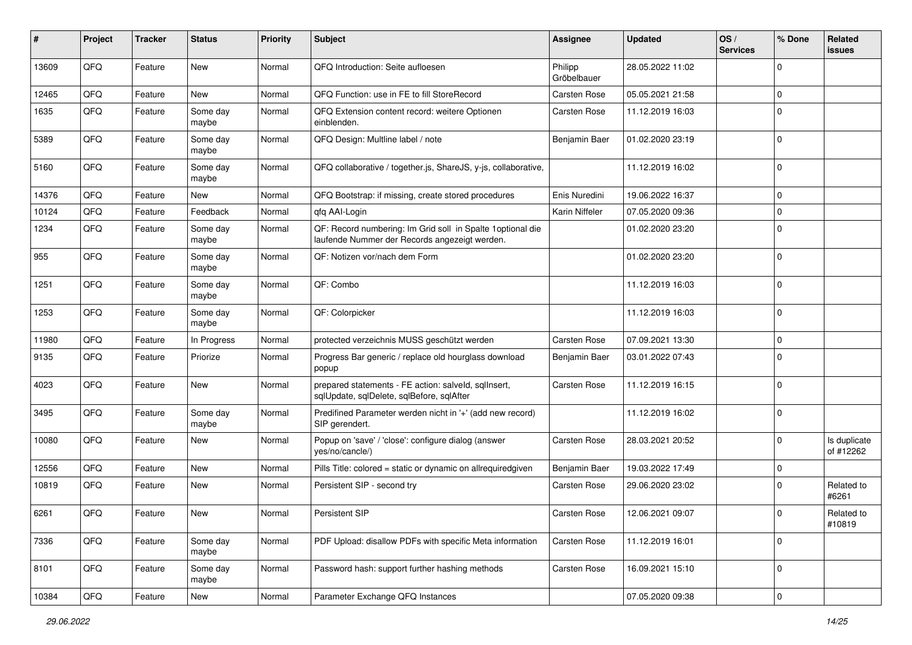| # | Project | Tracker | Status | Priority | Subject | Assignee | Updated | OS / Services | % Done | Related issues |
|---|---|---|---|---|---|---|---|---|---|---|
| 13609 | QFQ | Feature | New | Normal | QFQ Introduction: Seite aufloesen | Philipp Gröbelbauer | 28.05.2022 11:02 | | 0 | |
| 12465 | QFQ | Feature | New | Normal | QFQ Function: use in FE to fill StoreRecord | Carsten Rose | 05.05.2021 21:58 | | 0 | |
| 1635 | QFQ | Feature | Some day maybe | Normal | QFQ Extension content record: weitere Optionen einblenden. | Carsten Rose | 11.12.2019 16:03 | | 0 | |
| 5389 | QFQ | Feature | Some day maybe | Normal | QFQ Design: Multline label / note | Benjamin Baer | 01.02.2020 23:19 | | 0 | |
| 5160 | QFQ | Feature | Some day maybe | Normal | QFQ collaborative / together.js, ShareJS, y-js, collaborative, | | 11.12.2019 16:02 | | 0 | |
| 14376 | QFQ | Feature | New | Normal | QFQ Bootstrap: if missing, create stored procedures | Enis Nuredini | 19.06.2022 16:37 | | 0 | |
| 10124 | QFQ | Feature | Feedback | Normal | qfq AAI-Login | Karin Niffeler | 07.05.2020 09:36 | | 0 | |
| 1234 | QFQ | Feature | Some day maybe | Normal | QF: Record numbering: Im Grid soll in Spalte 1optional die laufende Nummer der Records angezeigt werden. | | 01.02.2020 23:20 | | 0 | |
| 955 | QFQ | Feature | Some day maybe | Normal | QF: Notizen vor/nach dem Form | | 01.02.2020 23:20 | | 0 | |
| 1251 | QFQ | Feature | Some day maybe | Normal | QF: Combo | | 11.12.2019 16:03 | | 0 | |
| 1253 | QFQ | Feature | Some day maybe | Normal | QF: Colorpicker | | 11.12.2019 16:03 | | 0 | |
| 11980 | QFQ | Feature | In Progress | Normal | protected verzeichnis MUSS geschützt werden | Carsten Rose | 07.09.2021 13:30 | | 0 | |
| 9135 | QFQ | Feature | Priorize | Normal | Progress Bar generic / replace old hourglass download popup | Benjamin Baer | 03.01.2022 07:43 | | 0 | |
| 4023 | QFQ | Feature | New | Normal | prepared statements - FE action: salveId, sqlInsert, sqlUpdate, sqlDelete, sqlBefore, sqlAfter | Carsten Rose | 11.12.2019 16:15 | | 0 | |
| 3495 | QFQ | Feature | Some day maybe | Normal | Predifined Parameter werden nicht in '+' (add new record) SIP gerendert. | | 11.12.2019 16:02 | | 0 | |
| 10080 | QFQ | Feature | New | Normal | Popup on 'save' / 'close': configure dialog (answer yes/no/cancle/) | Carsten Rose | 28.03.2021 20:52 | | 0 | Is duplicate of #12262 |
| 12556 | QFQ | Feature | New | Normal | Pills Title: colored = static or dynamic on allrequiredgiven | Benjamin Baer | 19.03.2022 17:49 | | 0 | |
| 10819 | QFQ | Feature | New | Normal | Persistent SIP - second try | Carsten Rose | 29.06.2020 23:02 | | 0 | Related to #6261 |
| 6261 | QFQ | Feature | New | Normal | Persistent SIP | Carsten Rose | 12.06.2021 09:07 | | 0 | Related to #10819 |
| 7336 | QFQ | Feature | Some day maybe | Normal | PDF Upload: disallow PDFs with specific Meta information | Carsten Rose | 11.12.2019 16:01 | | 0 | |
| 8101 | QFQ | Feature | Some day maybe | Normal | Password hash: support further hashing methods | Carsten Rose | 16.09.2021 15:10 | | 0 | |
| 10384 | QFQ | Feature | New | Normal | Parameter Exchange QFQ Instances | | 07.05.2020 09:38 | | 0 | |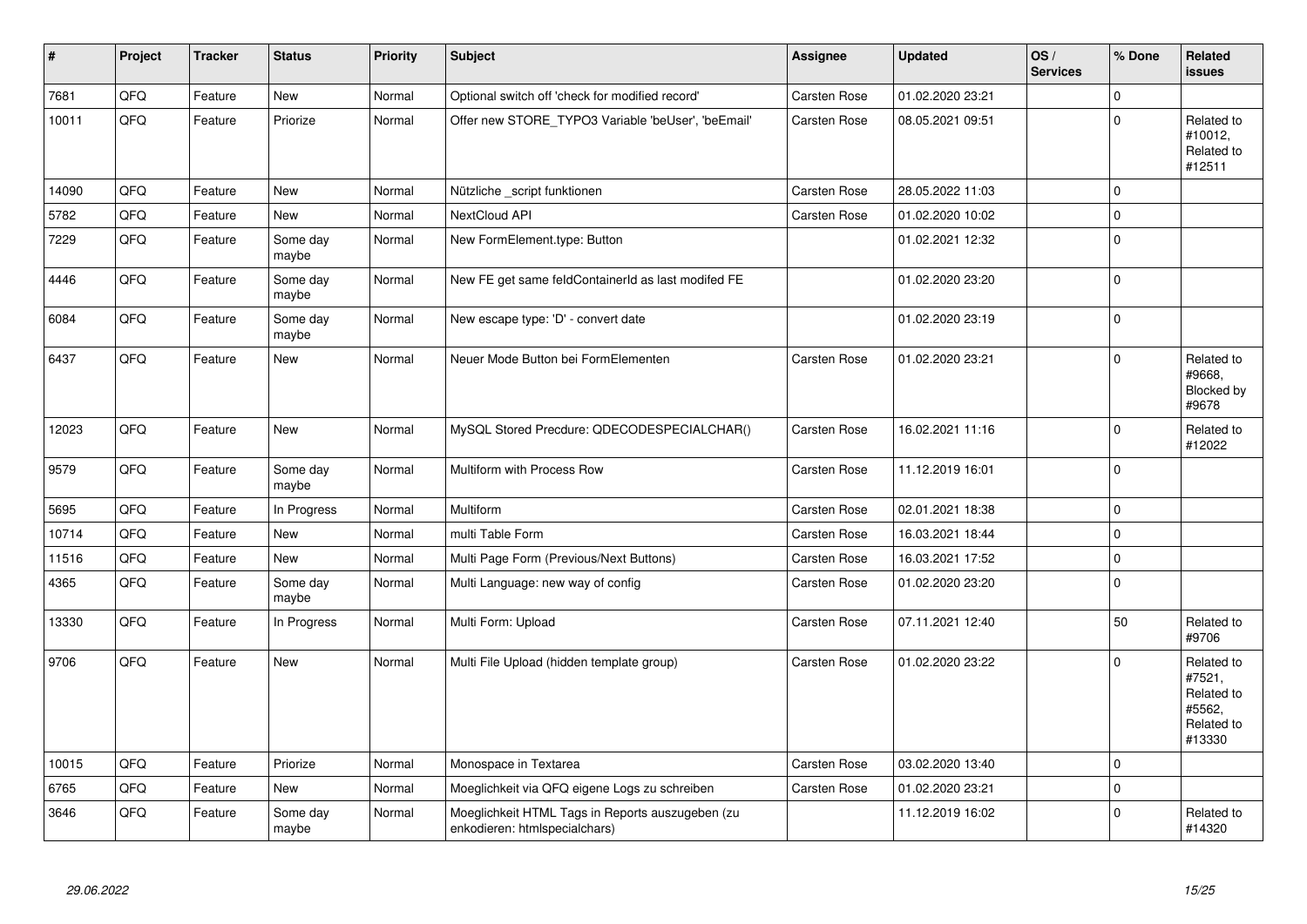| # | Project | Tracker | Status | Priority | Subject | Assignee | Updated | OS / Services | % Done | Related issues |
|---|---|---|---|---|---|---|---|---|---|---|
| 7681 | QFQ | Feature | New | Normal | Optional switch off 'check for modified record' | Carsten Rose | 01.02.2020 23:21 | | 0 | |
| 10011 | QFQ | Feature | Priorize | Normal | Offer new STORE_TYPO3 Variable 'beUser', 'beEmail' | Carsten Rose | 08.05.2021 09:51 | | 0 | Related to #10012, Related to #12511 |
| 14090 | QFQ | Feature | New | Normal | Nützliche _script funktionen | Carsten Rose | 28.05.2022 11:03 | | 0 | |
| 5782 | QFQ | Feature | New | Normal | NextCloud API | Carsten Rose | 01.02.2020 10:02 | | 0 | |
| 7229 | QFQ | Feature | Some day maybe | Normal | New FormElement.type: Button | | 01.02.2021 12:32 | | 0 | |
| 4446 | QFQ | Feature | Some day maybe | Normal | New FE get same feldContainerId as last modifed FE | | 01.02.2020 23:20 | | 0 | |
| 6084 | QFQ | Feature | Some day maybe | Normal | New escape type: 'D' - convert date | | 01.02.2020 23:19 | | 0 | |
| 6437 | QFQ | Feature | New | Normal | Neuer Mode Button bei FormElementen | Carsten Rose | 01.02.2020 23:21 | | 0 | Related to #9668, Blocked by #9678 |
| 12023 | QFQ | Feature | New | Normal | MySQL Stored Precdure: QDECODESPECIALCHAR() | Carsten Rose | 16.02.2021 11:16 | | 0 | Related to #12022 |
| 9579 | QFQ | Feature | Some day maybe | Normal | Multiform with Process Row | Carsten Rose | 11.12.2019 16:01 | | 0 | |
| 5695 | QFQ | Feature | In Progress | Normal | Multiform | Carsten Rose | 02.01.2021 18:38 | | 0 | |
| 10714 | QFQ | Feature | New | Normal | multi Table Form | Carsten Rose | 16.03.2021 18:44 | | 0 | |
| 11516 | QFQ | Feature | New | Normal | Multi Page Form (Previous/Next Buttons) | Carsten Rose | 16.03.2021 17:52 | | 0 | |
| 4365 | QFQ | Feature | Some day maybe | Normal | Multi Language: new way of config | Carsten Rose | 01.02.2020 23:20 | | 0 | |
| 13330 | QFQ | Feature | In Progress | Normal | Multi Form: Upload | Carsten Rose | 07.11.2021 12:40 | | 50 | Related to #9706 |
| 9706 | QFQ | Feature | New | Normal | Multi File Upload (hidden template group) | Carsten Rose | 01.02.2020 23:22 | | 0 | Related to #7521, Related to #5562, Related to #13330 |
| 10015 | QFQ | Feature | Priorize | Normal | Monospace in Textarea | Carsten Rose | 03.02.2020 13:40 | | 0 | |
| 6765 | QFQ | Feature | New | Normal | Moeglichkeit via QFQ eigene Logs zu schreiben | Carsten Rose | 01.02.2020 23:21 | | 0 | |
| 3646 | QFQ | Feature | Some day maybe | Normal | Moeglichkeit HTML Tags in Reports auszugeben (zu enkodieren: htmlspecialchars) | | 11.12.2019 16:02 | | 0 | Related to #14320 |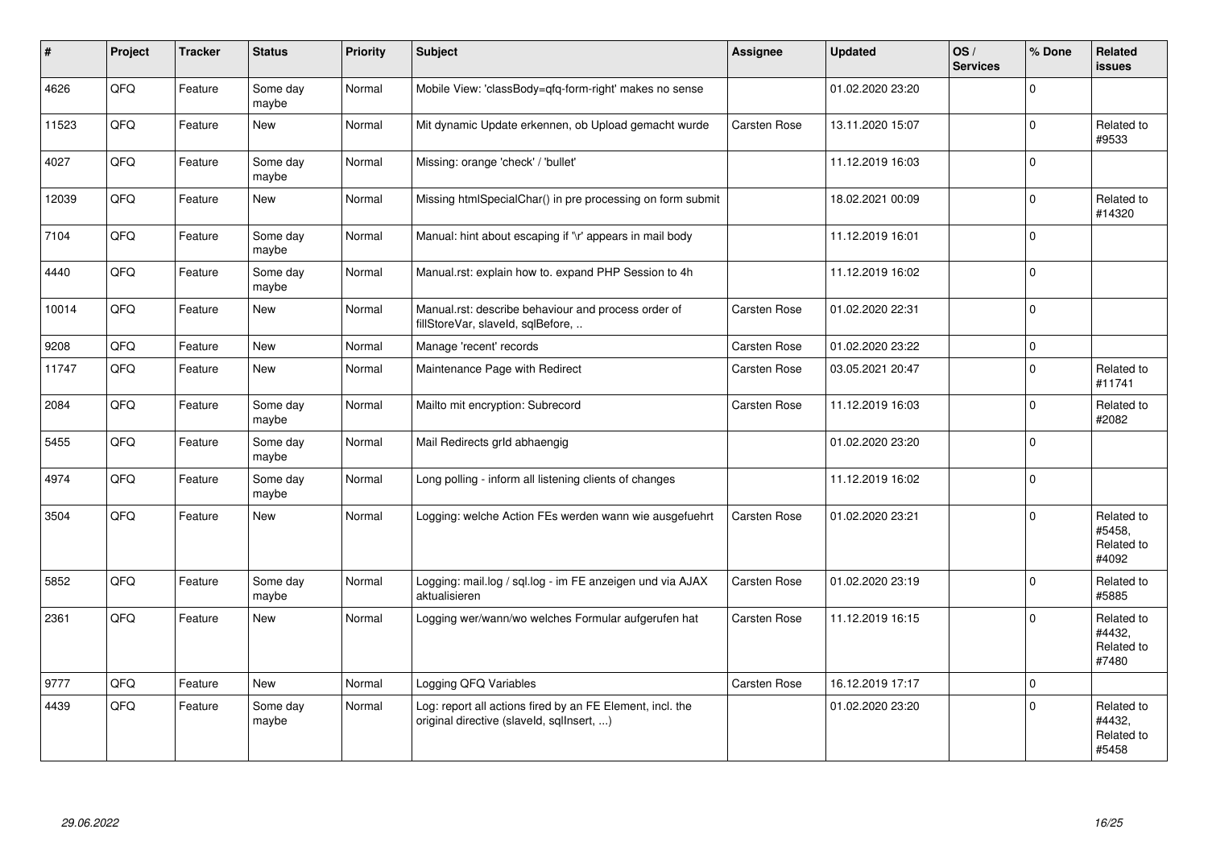| # | Project | Tracker | Status | Priority | Subject | Assignee | Updated | OS / Services | % Done | Related issues |
|---|---|---|---|---|---|---|---|---|---|---|
| 4626 | QFQ | Feature | Some day maybe | Normal | Mobile View: 'classBody=qfq-form-right' makes no sense | | 01.02.2020 23:20 | | 0 | |
| 11523 | QFQ | Feature | New | Normal | Mit dynamic Update erkennen, ob Upload gemacht wurde | Carsten Rose | 13.11.2020 15:07 | | 0 | Related to #9533 |
| 4027 | QFQ | Feature | Some day maybe | Normal | Missing: orange 'check' / 'bullet' | | 11.12.2019 16:03 | | 0 | |
| 12039 | QFQ | Feature | New | Normal | Missing htmlSpecialChar() in pre processing on form submit | | 18.02.2021 00:09 | | 0 | Related to #14320 |
| 7104 | QFQ | Feature | Some day maybe | Normal | Manual: hint about escaping if '\r' appears in mail body | | 11.12.2019 16:01 | | 0 | |
| 4440 | QFQ | Feature | Some day maybe | Normal | Manual.rst: explain how to. expand PHP Session to 4h | | 11.12.2019 16:02 | | 0 | |
| 10014 | QFQ | Feature | New | Normal | Manual.rst: describe behaviour and process order of fillStoreVar, slaveId, sqlBefore, .. | Carsten Rose | 01.02.2020 22:31 | | 0 | |
| 9208 | QFQ | Feature | New | Normal | Manage 'recent' records | Carsten Rose | 01.02.2020 23:22 | | 0 | |
| 11747 | QFQ | Feature | New | Normal | Maintenance Page with Redirect | Carsten Rose | 03.05.2021 20:47 | | 0 | Related to #11741 |
| 2084 | QFQ | Feature | Some day maybe | Normal | Mailto mit encryption: Subrecord | Carsten Rose | 11.12.2019 16:03 | | 0 | Related to #2082 |
| 5455 | QFQ | Feature | Some day maybe | Normal | Mail Redirects grId abhaengig | | 01.02.2020 23:20 | | 0 | |
| 4974 | QFQ | Feature | Some day maybe | Normal | Long polling - inform all listening clients of changes | | 11.12.2019 16:02 | | 0 | |
| 3504 | QFQ | Feature | New | Normal | Logging: welche Action FEs werden wann wie ausgefuehrt | Carsten Rose | 01.02.2020 23:21 | | 0 | Related to #5458, Related to #4092 |
| 5852 | QFQ | Feature | Some day maybe | Normal | Logging: mail.log / sql.log - im FE anzeigen und via AJAX aktualisieren | Carsten Rose | 01.02.2020 23:19 | | 0 | Related to #5885 |
| 2361 | QFQ | Feature | New | Normal | Logging wer/wann/wo welches Formular aufgerufen hat | Carsten Rose | 11.12.2019 16:15 | | 0 | Related to #4432, Related to #7480 |
| 9777 | QFQ | Feature | New | Normal | Logging QFQ Variables | Carsten Rose | 16.12.2019 17:17 | | 0 | |
| 4439 | QFQ | Feature | Some day maybe | Normal | Log: report all actions fired by an FE Element, incl. the original directive (slaveId, sqlInsert, ...) | | 01.02.2020 23:20 | | 0 | Related to #4432, Related to #5458 |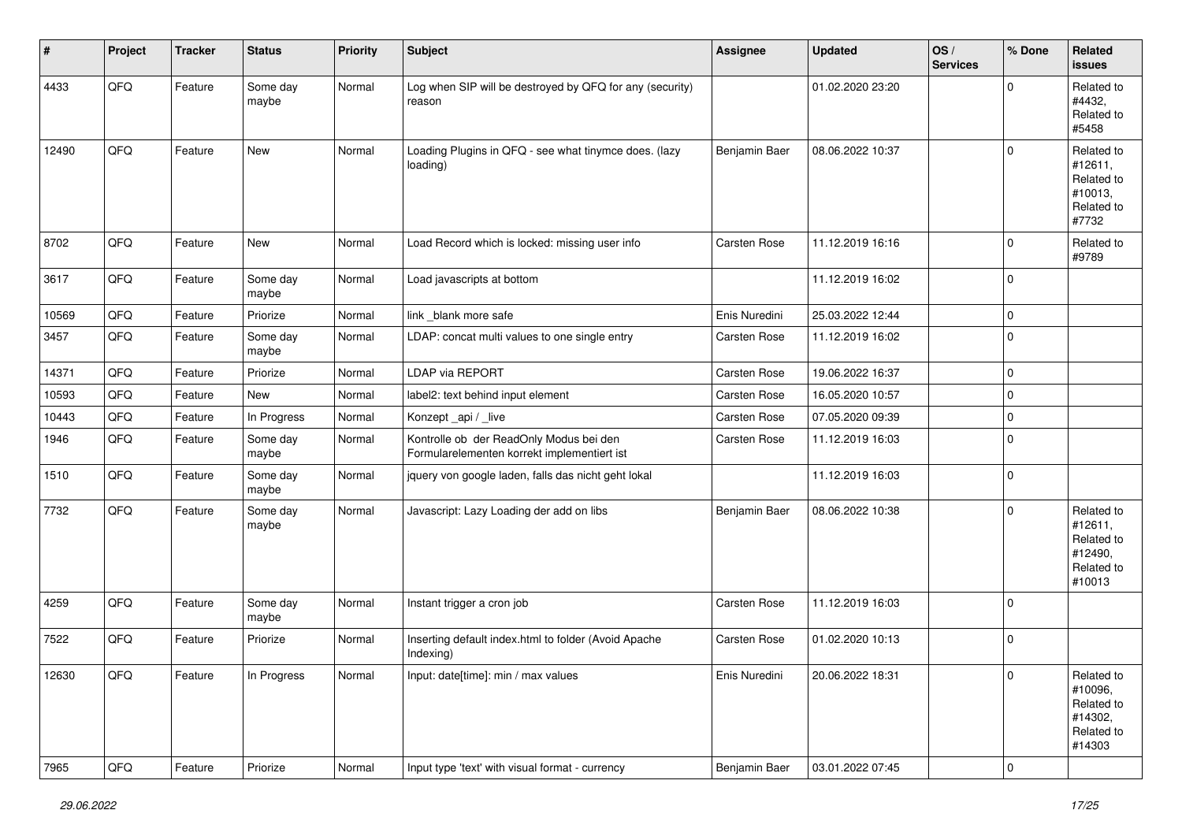| # | Project | Tracker | Status | Priority | Subject | Assignee | Updated | OS / Services | % Done | Related issues |
|---|---|---|---|---|---|---|---|---|---|---|
| 4433 | QFQ | Feature | Some day maybe | Normal | Log when SIP will be destroyed by QFQ for any (security) reason | | 01.02.2020 23:20 | | 0 | Related to #4432, Related to #5458 |
| 12490 | QFQ | Feature | New | Normal | Loading Plugins in QFQ - see what tinymce does. (lazy loading) | Benjamin Baer | 08.06.2022 10:37 | | 0 | Related to #12611, Related to #10013, Related to #7732 |
| 8702 | QFQ | Feature | New | Normal | Load Record which is locked: missing user info | Carsten Rose | 11.12.2019 16:16 | | 0 | Related to #9789 |
| 3617 | QFQ | Feature | Some day maybe | Normal | Load javascripts at bottom | | 11.12.2019 16:02 | | 0 | |
| 10569 | QFQ | Feature | Priorize | Normal | link _blank more safe | Enis Nuredini | 25.03.2022 12:44 | | 0 | |
| 3457 | QFQ | Feature | Some day maybe | Normal | LDAP: concat multi values to one single entry | Carsten Rose | 11.12.2019 16:02 | | 0 | |
| 14371 | QFQ | Feature | Priorize | Normal | LDAP via REPORT | Carsten Rose | 19.06.2022 16:37 | | 0 | |
| 10593 | QFQ | Feature | New | Normal | label2: text behind input element | Carsten Rose | 16.05.2020 10:57 | | 0 | |
| 10443 | QFQ | Feature | In Progress | Normal | Konzept _api / _live | Carsten Rose | 07.05.2020 09:39 | | 0 | |
| 1946 | QFQ | Feature | Some day maybe | Normal | Kontrolle ob der ReadOnly Modus bei den Formularelementen korrekt implementiert ist | Carsten Rose | 11.12.2019 16:03 | | 0 | |
| 1510 | QFQ | Feature | Some day maybe | Normal | jquery von google laden, falls das nicht geht lokal | | 11.12.2019 16:03 | | 0 | |
| 7732 | QFQ | Feature | Some day maybe | Normal | Javascript: Lazy Loading der add on libs | Benjamin Baer | 08.06.2022 10:38 | | 0 | Related to #12611, Related to #12490, Related to #10013 |
| 4259 | QFQ | Feature | Some day maybe | Normal | Instant trigger a cron job | Carsten Rose | 11.12.2019 16:03 | | 0 | |
| 7522 | QFQ | Feature | Priorize | Normal | Inserting default index.html to folder (Avoid Apache Indexing) | Carsten Rose | 01.02.2020 10:13 | | 0 | |
| 12630 | QFQ | Feature | In Progress | Normal | Input: date[time]: min / max values | Enis Nuredini | 20.06.2022 18:31 | | 0 | Related to #10096, Related to #14302, Related to #14303 |
| 7965 | QFQ | Feature | Priorize | Normal | Input type 'text' with visual format - currency | Benjamin Baer | 03.01.2022 07:45 | | 0 | |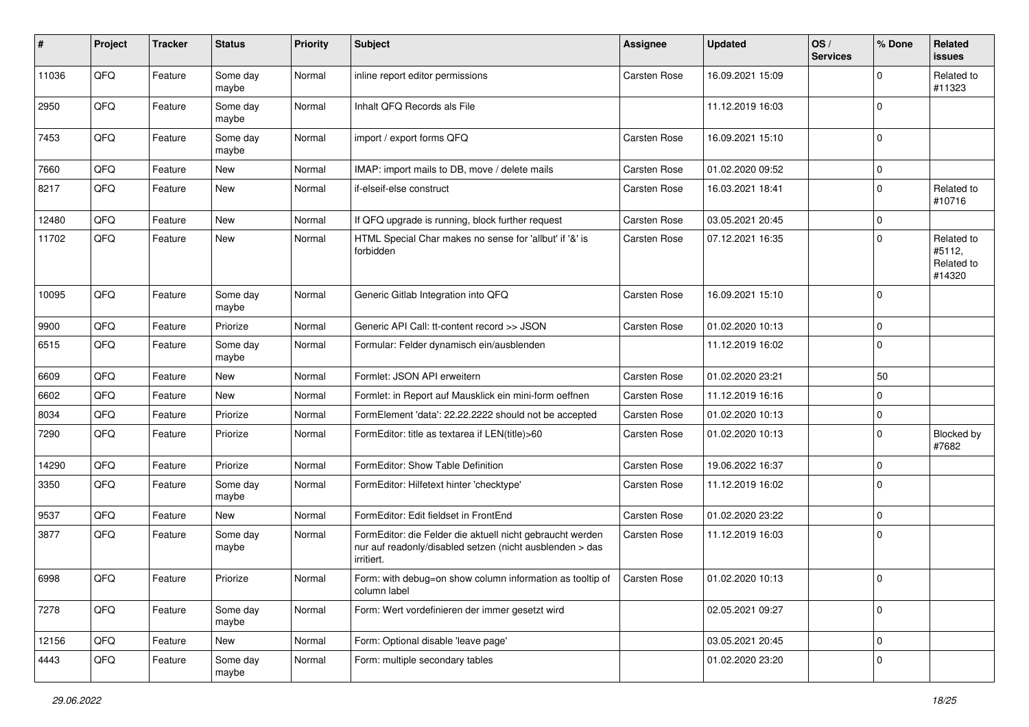| # | Project | Tracker | Status | Priority | Subject | Assignee | Updated | OS / Services | % Done | Related issues |
|---|---|---|---|---|---|---|---|---|---|---|
| 11036 | QFQ | Feature | Some day maybe | Normal | inline report editor permissions | Carsten Rose | 16.09.2021 15:09 | | 0 | Related to #11323 |
| 2950 | QFQ | Feature | Some day maybe | Normal | Inhalt QFQ Records als File | | 11.12.2019 16:03 | | 0 | |
| 7453 | QFQ | Feature | Some day maybe | Normal | import / export forms QFQ | Carsten Rose | 16.09.2021 15:10 | | 0 | |
| 7660 | QFQ | Feature | New | Normal | IMAP: import mails to DB, move / delete mails | Carsten Rose | 01.02.2020 09:52 | | 0 | |
| 8217 | QFQ | Feature | New | Normal | if-elseif-else construct | Carsten Rose | 16.03.2021 18:41 | | 0 | Related to #10716 |
| 12480 | QFQ | Feature | New | Normal | If QFQ upgrade is running, block further request | Carsten Rose | 03.05.2021 20:45 | | 0 | |
| 11702 | QFQ | Feature | New | Normal | HTML Special Char makes no sense for 'allbut' if '&' is forbidden | Carsten Rose | 07.12.2021 16:35 | | 0 | Related to #5112, Related to #14320 |
| 10095 | QFQ | Feature | Some day maybe | Normal | Generic Gitlab Integration into QFQ | Carsten Rose | 16.09.2021 15:10 | | 0 | |
| 9900 | QFQ | Feature | Priorize | Normal | Generic API Call: tt-content record >> JSON | Carsten Rose | 01.02.2020 10:13 | | 0 | |
| 6515 | QFQ | Feature | Some day maybe | Normal | Formular: Felder dynamisch ein/ausblenden | | 11.12.2019 16:02 | | 0 | |
| 6609 | QFQ | Feature | New | Normal | Formlet: JSON API erweitern | Carsten Rose | 01.02.2020 23:21 | | 50 | |
| 6602 | QFQ | Feature | New | Normal | Formlet: in Report auf Mausklick ein mini-form oeffnen | Carsten Rose | 11.12.2019 16:16 | | 0 | |
| 8034 | QFQ | Feature | Priorize | Normal | FormElement 'data': 22.22.2222 should not be accepted | Carsten Rose | 01.02.2020 10:13 | | 0 | |
| 7290 | QFQ | Feature | Priorize | Normal | FormEditor: title as textarea if LEN(title)>60 | Carsten Rose | 01.02.2020 10:13 | | 0 | Blocked by #7682 |
| 14290 | QFQ | Feature | Priorize | Normal | FormEditor: Show Table Definition | Carsten Rose | 19.06.2022 16:37 | | 0 | |
| 3350 | QFQ | Feature | Some day maybe | Normal | FormEditor: Hilfetext hinter 'checktype' | Carsten Rose | 11.12.2019 16:02 | | 0 | |
| 9537 | QFQ | Feature | New | Normal | FormEditor: Edit fieldset in FrontEnd | Carsten Rose | 01.02.2020 23:22 | | 0 | |
| 3877 | QFQ | Feature | Some day maybe | Normal | FormEditor: die Felder die aktuell nicht gebraucht werden nur auf readonly/disabled setzen (nicht ausblenden > das irritiert. | Carsten Rose | 11.12.2019 16:03 | | 0 | |
| 6998 | QFQ | Feature | Priorize | Normal | Form: with debug=on show column information as tooltip of column label | Carsten Rose | 01.02.2020 10:13 | | 0 | |
| 7278 | QFQ | Feature | Some day maybe | Normal | Form: Wert vordefinieren der immer gesetzt wird | | 02.05.2021 09:27 | | 0 | |
| 12156 | QFQ | Feature | New | Normal | Form: Optional disable 'leave page' | | 03.05.2021 20:45 | | 0 | |
| 4443 | QFQ | Feature | Some day maybe | Normal | Form: multiple secondary tables | | 01.02.2020 23:20 | | 0 | |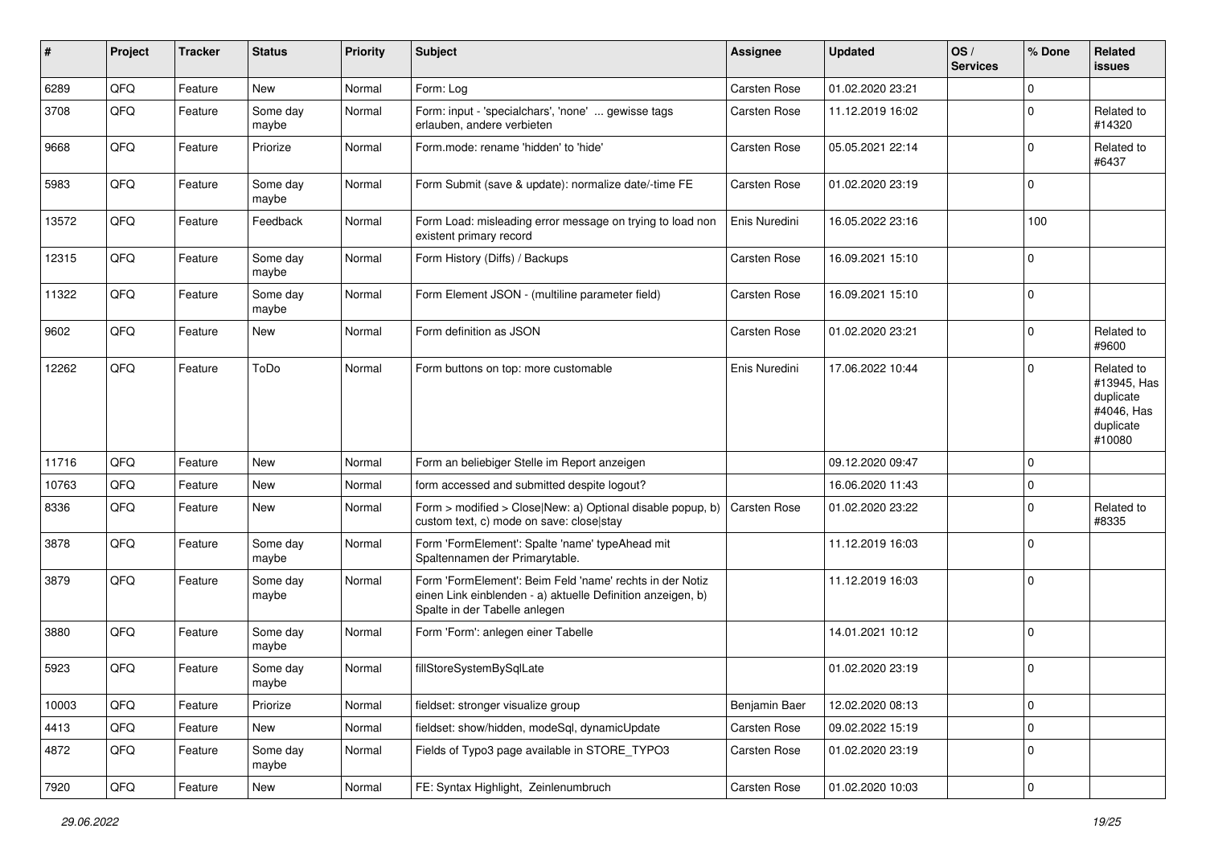| # | Project | Tracker | Status | Priority | Subject | Assignee | Updated | OS / Services | % Done | Related issues |
|---|---|---|---|---|---|---|---|---|---|---|
| 6289 | QFQ | Feature | New | Normal | Form: Log | Carsten Rose | 01.02.2020 23:21 | | 0 | |
| 3708 | QFQ | Feature | Some day maybe | Normal | Form: input - 'specialchars', 'none' ... gewisse tags erlauben, andere verbieten | Carsten Rose | 11.12.2019 16:02 | | 0 | Related to #14320 |
| 9668 | QFQ | Feature | Priorize | Normal | Form.mode: rename 'hidden' to 'hide' | Carsten Rose | 05.05.2021 22:14 | | 0 | Related to #6437 |
| 5983 | QFQ | Feature | Some day maybe | Normal | Form Submit (save & update): normalize date/-time FE | Carsten Rose | 01.02.2020 23:19 | | 0 | |
| 13572 | QFQ | Feature | Feedback | Normal | Form Load: misleading error message on trying to load non existent primary record | Enis Nuredini | 16.05.2022 23:16 | | 100 | |
| 12315 | QFQ | Feature | Some day maybe | Normal | Form History (Diffs) / Backups | Carsten Rose | 16.09.2021 15:10 | | 0 | |
| 11322 | QFQ | Feature | Some day maybe | Normal | Form Element JSON - (multiline parameter field) | Carsten Rose | 16.09.2021 15:10 | | 0 | |
| 9602 | QFQ | Feature | New | Normal | Form definition as JSON | Carsten Rose | 01.02.2020 23:21 | | 0 | Related to #9600 |
| 12262 | QFQ | Feature | ToDo | Normal | Form buttons on top: more customable | Enis Nuredini | 17.06.2022 10:44 | | 0 | Related to #13945, Has duplicate #4046, Has duplicate #10080 |
| 11716 | QFQ | Feature | New | Normal | Form an beliebiger Stelle im Report anzeigen | | 09.12.2020 09:47 | | 0 | |
| 10763 | QFQ | Feature | New | Normal | form accessed and submitted despite logout? | | 16.06.2020 11:43 | | 0 | |
| 8336 | QFQ | Feature | New | Normal | Form > modified > Close\|New: a) Optional disable popup, b) custom text, c) mode on save: close\|stay | Carsten Rose | 01.02.2020 23:22 | | 0 | Related to #8335 |
| 3878 | QFQ | Feature | Some day maybe | Normal | Form 'FormElement': Spalte 'name' typeAhead mit Spaltennamen der Primarytable. | | 11.12.2019 16:03 | | 0 | |
| 3879 | QFQ | Feature | Some day maybe | Normal | Form 'FormElement': Beim Feld 'name' rechts in der Notiz einen Link einblenden - a) aktuelle Definition anzeigen, b) Spalte in der Tabelle anlegen | | 11.12.2019 16:03 | | 0 | |
| 3880 | QFQ | Feature | Some day maybe | Normal | Form 'Form': anlegen einer Tabelle | | 14.01.2021 10:12 | | 0 | |
| 5923 | QFQ | Feature | Some day maybe | Normal | fillStoreSystemBySqlLate | | 01.02.2020 23:19 | | 0 | |
| 10003 | QFQ | Feature | Priorize | Normal | fieldset: stronger visualize group | Benjamin Baer | 12.02.2020 08:13 | | 0 | |
| 4413 | QFQ | Feature | New | Normal | fieldset: show/hidden, modeSql, dynamicUpdate | Carsten Rose | 09.02.2022 15:19 | | 0 | |
| 4872 | QFQ | Feature | Some day maybe | Normal | Fields of Typo3 page available in STORE_TYPO3 | Carsten Rose | 01.02.2020 23:19 | | 0 | |
| 7920 | QFQ | Feature | New | Normal | FE: Syntax Highlight, Zeinlenumbruch | Carsten Rose | 01.02.2020 10:03 | | 0 | |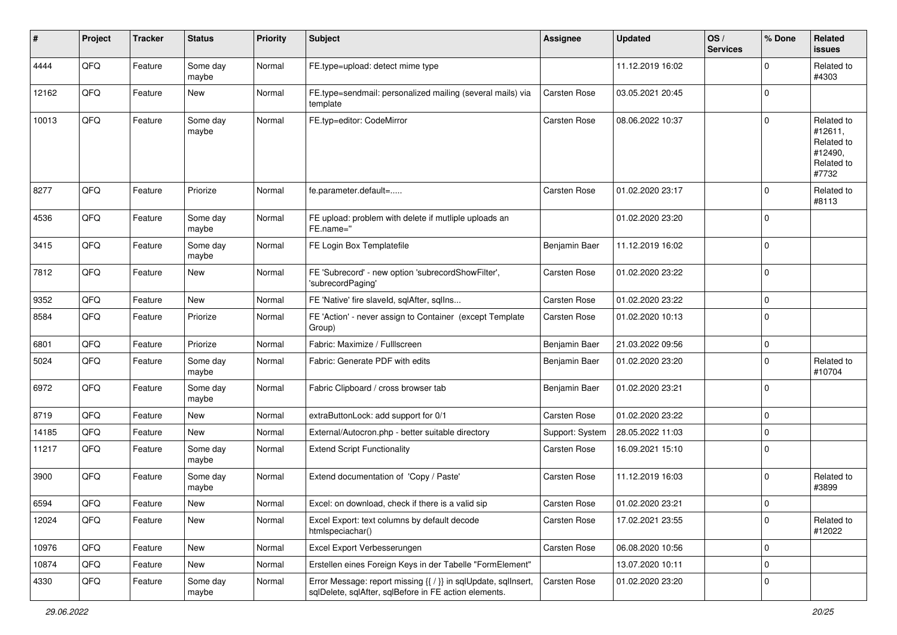| # | Project | Tracker | Status | Priority | Subject | Assignee | Updated | OS / Services | % Done | Related issues |
|---|---|---|---|---|---|---|---|---|---|---|
| 4444 | QFQ | Feature | Some day maybe | Normal | FE.type=upload: detect mime type | | 11.12.2019 16:02 | | 0 | Related to #4303 |
| 12162 | QFQ | Feature | New | Normal | FE.type=sendmail: personalized mailing (several mails) via template | Carsten Rose | 03.05.2021 20:45 | | 0 | |
| 10013 | QFQ | Feature | Some day maybe | Normal | FE.typ=editor: CodeMirror | Carsten Rose | 08.06.2022 10:37 | | 0 | Related to #12611, Related to #12490, Related to #7732 |
| 8277 | QFQ | Feature | Priorize | Normal | fe.parameter.default=..... | Carsten Rose | 01.02.2020 23:17 | | 0 | Related to #8113 |
| 4536 | QFQ | Feature | Some day maybe | Normal | FE upload: problem with delete if mutliple uploads an FE.name='' | | 01.02.2020 23:20 | | 0 | |
| 3415 | QFQ | Feature | Some day maybe | Normal | FE Login Box Templatefile | Benjamin Baer | 11.12.2019 16:02 | | 0 | |
| 7812 | QFQ | Feature | New | Normal | FE 'Subrecord' - new option 'subrecordShowFilter', 'subrecordPaging' | Carsten Rose | 01.02.2020 23:22 | | 0 | |
| 9352 | QFQ | Feature | New | Normal | FE 'Native' fire slaveId, sqlAfter, sqlIns... | Carsten Rose | 01.02.2020 23:22 | | 0 | |
| 8584 | QFQ | Feature | Priorize | Normal | FE 'Action' - never assign to Container (except Template Group) | Carsten Rose | 01.02.2020 10:13 | | 0 | |
| 6801 | QFQ | Feature | Priorize | Normal | Fabric: Maximize / FullIscreen | Benjamin Baer | 21.03.2022 09:56 | | 0 | |
| 5024 | QFQ | Feature | Some day maybe | Normal | Fabric: Generate PDF with edits | Benjamin Baer | 01.02.2020 23:20 | | 0 | Related to #10704 |
| 6972 | QFQ | Feature | Some day maybe | Normal | Fabric Clipboard / cross browser tab | Benjamin Baer | 01.02.2020 23:21 | | 0 | |
| 8719 | QFQ | Feature | New | Normal | extraButtonLock: add support for 0/1 | Carsten Rose | 01.02.2020 23:22 | | 0 | |
| 14185 | QFQ | Feature | New | Normal | External/Autocron.php - better suitable directory | Support: System | 28.05.2022 11:03 | | 0 | |
| 11217 | QFQ | Feature | Some day maybe | Normal | Extend Script Functionality | Carsten Rose | 16.09.2021 15:10 | | 0 | |
| 3900 | QFQ | Feature | Some day maybe | Normal | Extend documentation of 'Copy / Paste' | Carsten Rose | 11.12.2019 16:03 | | 0 | Related to #3899 |
| 6594 | QFQ | Feature | New | Normal | Excel: on download, check if there is a valid sip | Carsten Rose | 01.02.2020 23:21 | | 0 | |
| 12024 | QFQ | Feature | New | Normal | Excel Export: text columns by default decode htmlspeciachar() | Carsten Rose | 17.02.2021 23:55 | | 0 | Related to #12022 |
| 10976 | QFQ | Feature | New | Normal | Excel Export Verbesserungen | Carsten Rose | 06.08.2020 10:56 | | 0 | |
| 10874 | QFQ | Feature | New | Normal | Erstellen eines Foreign Keys in der Tabelle "FormElement" | | 13.07.2020 10:11 | | 0 | |
| 4330 | QFQ | Feature | Some day maybe | Normal | Error Message: report missing {{ / }} in sqlUpdate, sqlInsert, sqlDelete, sqlAfter, sqlBefore in FE action elements. | Carsten Rose | 01.02.2020 23:20 | | 0 | |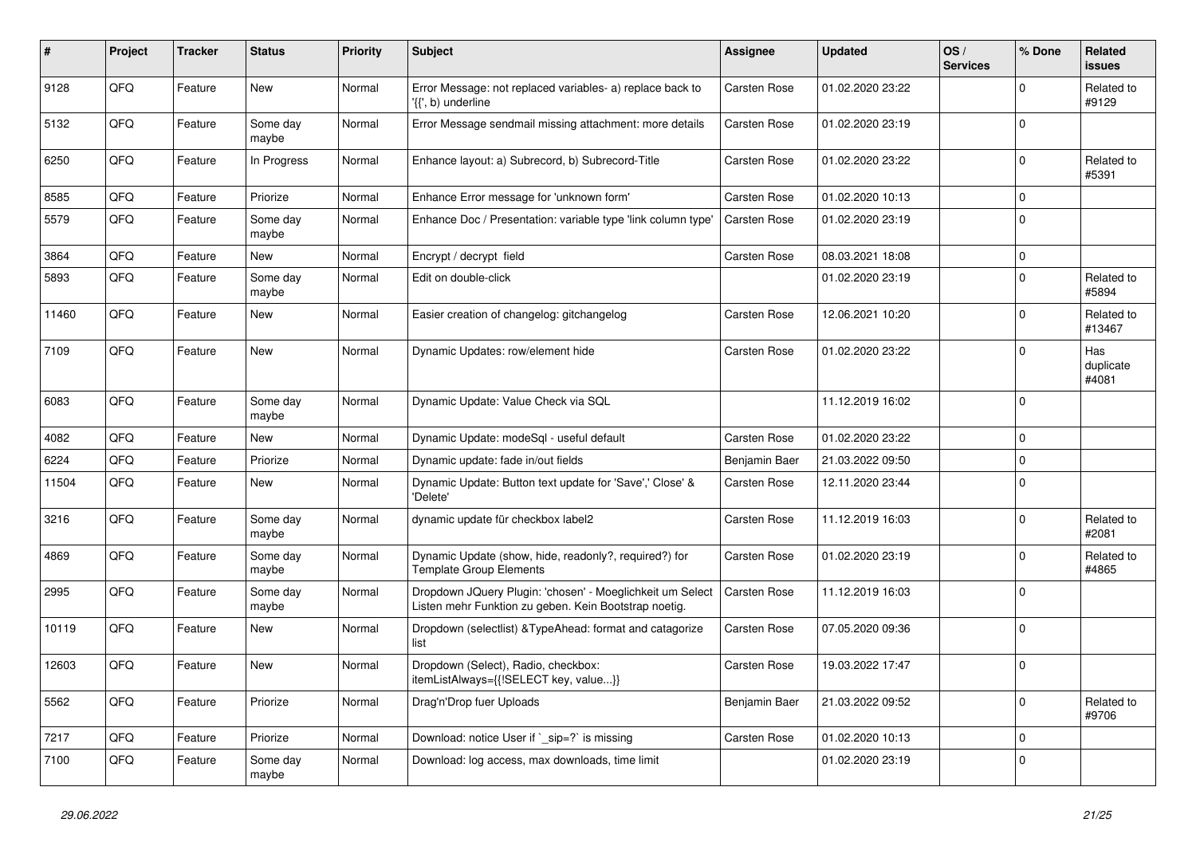| # | Project | Tracker | Status | Priority | Subject | Assignee | Updated | OS / Services | % Done | Related issues |
|---|---|---|---|---|---|---|---|---|---|---|
| 9128 | QFQ | Feature | New | Normal | Error Message: not replaced variables- a) replace back to '{{', b) underline | Carsten Rose | 01.02.2020 23:22 | | 0 | Related to #9129 |
| 5132 | QFQ | Feature | Some day maybe | Normal | Error Message sendmail missing attachment: more details | Carsten Rose | 01.02.2020 23:19 | | 0 | |
| 6250 | QFQ | Feature | In Progress | Normal | Enhance layout: a) Subrecord, b) Subrecord-Title | Carsten Rose | 01.02.2020 23:22 | | 0 | Related to #5391 |
| 8585 | QFQ | Feature | Priorize | Normal | Enhance Error message for 'unknown form' | Carsten Rose | 01.02.2020 10:13 | | 0 | |
| 5579 | QFQ | Feature | Some day maybe | Normal | Enhance Doc / Presentation: variable type 'link column type' | Carsten Rose | 01.02.2020 23:19 | | 0 | |
| 3864 | QFQ | Feature | New | Normal | Encrypt / decrypt field | Carsten Rose | 08.03.2021 18:08 | | 0 | |
| 5893 | QFQ | Feature | Some day maybe | Normal | Edit on double-click | | 01.02.2020 23:19 | | 0 | Related to #5894 |
| 11460 | QFQ | Feature | New | Normal | Easier creation of changelog: gitchangelog | Carsten Rose | 12.06.2021 10:20 | | 0 | Related to #13467 |
| 7109 | QFQ | Feature | New | Normal | Dynamic Updates: row/element hide | Carsten Rose | 01.02.2020 23:22 | | 0 | Has duplicate #4081 |
| 6083 | QFQ | Feature | Some day maybe | Normal | Dynamic Update: Value Check via SQL | | 11.12.2019 16:02 | | 0 | |
| 4082 | QFQ | Feature | New | Normal | Dynamic Update: modeSql - useful default | Carsten Rose | 01.02.2020 23:22 | | 0 | |
| 6224 | QFQ | Feature | Priorize | Normal | Dynamic update: fade in/out fields | Benjamin Baer | 21.03.2022 09:50 | | 0 | |
| 11504 | QFQ | Feature | New | Normal | Dynamic Update: Button text update for 'Save',' Close' & 'Delete' | Carsten Rose | 12.11.2020 23:44 | | 0 | |
| 3216 | QFQ | Feature | Some day maybe | Normal | dynamic update für checkbox label2 | Carsten Rose | 11.12.2019 16:03 | | 0 | Related to #2081 |
| 4869 | QFQ | Feature | Some day maybe | Normal | Dynamic Update (show, hide, readonly?, required?) for Template Group Elements | Carsten Rose | 01.02.2020 23:19 | | 0 | Related to #4865 |
| 2995 | QFQ | Feature | Some day maybe | Normal | Dropdown JQuery Plugin: 'chosen' - Moeglichkeit um Select Listen mehr Funktion zu geben. Kein Bootstrap noetig. | Carsten Rose | 11.12.2019 16:03 | | 0 | |
| 10119 | QFQ | Feature | New | Normal | Dropdown (selectlist) &TypeAhead: format and catagorize list | Carsten Rose | 07.05.2020 09:36 | | 0 | |
| 12603 | QFQ | Feature | New | Normal | Dropdown (Select), Radio, checkbox: itemListAlways={{!SELECT key, value...}} | Carsten Rose | 19.03.2022 17:47 | | 0 | |
| 5562 | QFQ | Feature | Priorize | Normal | Drag'n'Drop fuer Uploads | Benjamin Baer | 21.03.2022 09:52 | | 0 | Related to #9706 |
| 7217 | QFQ | Feature | Priorize | Normal | Download: notice User if `_sip=?` is missing | Carsten Rose | 01.02.2020 10:13 | | 0 | |
| 7100 | QFQ | Feature | Some day maybe | Normal | Download: log access, max downloads, time limit | | 01.02.2020 23:19 | | 0 | |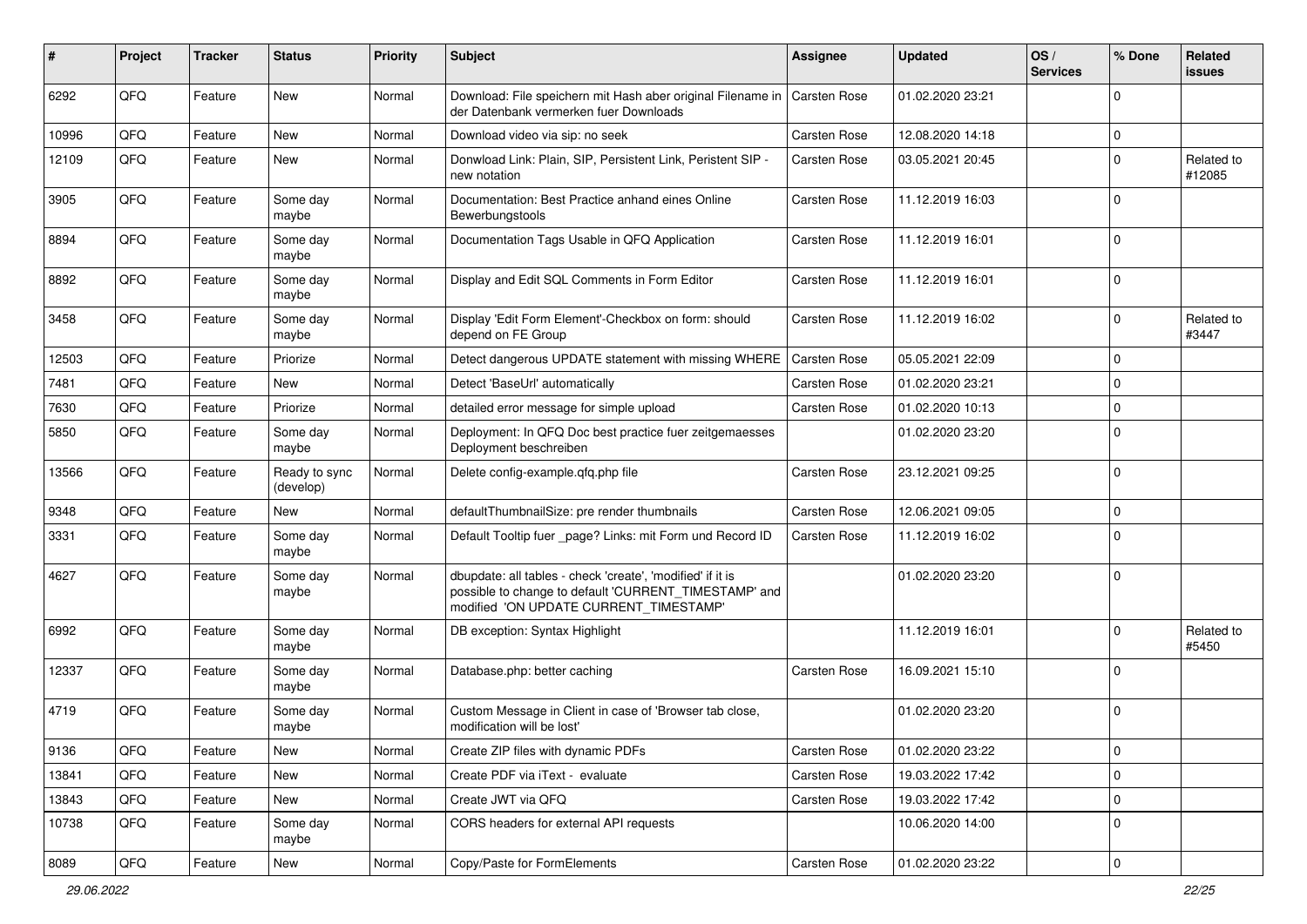| # | Project | Tracker | Status | Priority | Subject | Assignee | Updated | OS / Services | % Done | Related issues |
|---|---|---|---|---|---|---|---|---|---|---|
| 6292 | QFQ | Feature | New | Normal | Download: File speichern mit Hash aber original Filename in der Datenbank vermerken fuer Downloads | Carsten Rose | 01.02.2020 23:21 | | 0 | |
| 10996 | QFQ | Feature | New | Normal | Download video via sip: no seek | Carsten Rose | 12.08.2020 14:18 | | 0 | |
| 12109 | QFQ | Feature | New | Normal | Donwload Link: Plain, SIP, Persistent Link, Peristent SIP - new notation | Carsten Rose | 03.05.2021 20:45 | | 0 | Related to #12085 |
| 3905 | QFQ | Feature | Some day maybe | Normal | Documentation: Best Practice anhand eines Online Bewerbungstools | Carsten Rose | 11.12.2019 16:03 | | 0 | |
| 8894 | QFQ | Feature | Some day maybe | Normal | Documentation Tags Usable in QFQ Application | Carsten Rose | 11.12.2019 16:01 | | 0 | |
| 8892 | QFQ | Feature | Some day maybe | Normal | Display and Edit SQL Comments in Form Editor | Carsten Rose | 11.12.2019 16:01 | | 0 | |
| 3458 | QFQ | Feature | Some day maybe | Normal | Display 'Edit Form Element'-Checkbox on form: should depend on FE Group | Carsten Rose | 11.12.2019 16:02 | | 0 | Related to #3447 |
| 12503 | QFQ | Feature | Priorize | Normal | Detect dangerous UPDATE statement with missing WHERE | Carsten Rose | 05.05.2021 22:09 | | 0 | |
| 7481 | QFQ | Feature | New | Normal | Detect 'BaseUrl' automatically | Carsten Rose | 01.02.2020 23:21 | | 0 | |
| 7630 | QFQ | Feature | Priorize | Normal | detailed error message for simple upload | Carsten Rose | 01.02.2020 10:13 | | 0 | |
| 5850 | QFQ | Feature | Some day maybe | Normal | Deployment: In QFQ Doc best practice fuer zeitgemaesses Deployment beschreiben | | 01.02.2020 23:20 | | 0 | |
| 13566 | QFQ | Feature | Ready to sync (develop) | Normal | Delete config-example.qfq.php file | Carsten Rose | 23.12.2021 09:25 | | 0 | |
| 9348 | QFQ | Feature | New | Normal | defaultThumbnailSize: pre render thumbnails | Carsten Rose | 12.06.2021 09:05 | | 0 | |
| 3331 | QFQ | Feature | Some day maybe | Normal | Default Tooltip fuer _page? Links: mit Form und Record ID | Carsten Rose | 11.12.2019 16:02 | | 0 | |
| 4627 | QFQ | Feature | Some day maybe | Normal | dbupdate: all tables - check 'create', 'modified' if it is possible to change to default 'CURRENT_TIMESTAMP' and modified 'ON UPDATE CURRENT_TIMESTAMP' | | 01.02.2020 23:20 | | 0 | |
| 6992 | QFQ | Feature | Some day maybe | Normal | DB exception: Syntax Highlight | | 11.12.2019 16:01 | | 0 | Related to #5450 |
| 12337 | QFQ | Feature | Some day maybe | Normal | Database.php: better caching | Carsten Rose | 16.09.2021 15:10 | | 0 | |
| 4719 | QFQ | Feature | Some day maybe | Normal | Custom Message in Client in case of 'Browser tab close, modification will be lost' | | 01.02.2020 23:20 | | 0 | |
| 9136 | QFQ | Feature | New | Normal | Create ZIP files with dynamic PDFs | Carsten Rose | 01.02.2020 23:22 | | 0 | |
| 13841 | QFQ | Feature | New | Normal | Create PDF via iText - evaluate | Carsten Rose | 19.03.2022 17:42 | | 0 | |
| 13843 | QFQ | Feature | New | Normal | Create JWT via QFQ | Carsten Rose | 19.03.2022 17:42 | | 0 | |
| 10738 | QFQ | Feature | Some day maybe | Normal | CORS headers for external API requests | | 10.06.2020 14:00 | | 0 | |
| 8089 | QFQ | Feature | New | Normal | Copy/Paste for FormElements | Carsten Rose | 01.02.2020 23:22 | | 0 | |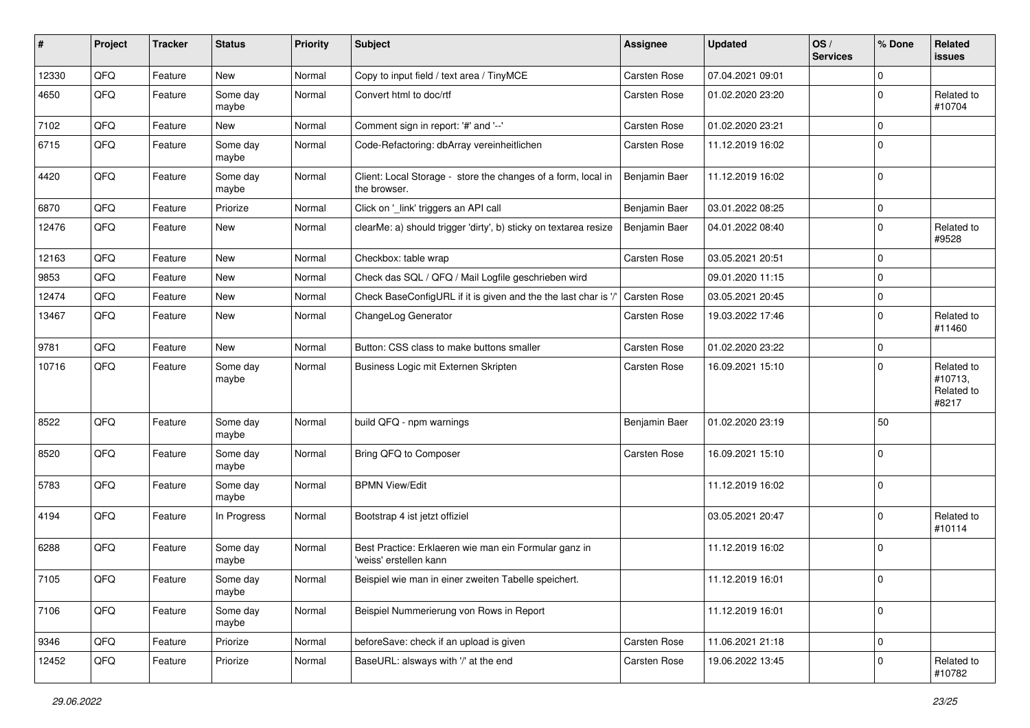| # | Project | Tracker | Status | Priority | Subject | Assignee | Updated | OS / Services | % Done | Related issues |
|---|---|---|---|---|---|---|---|---|---|---|
| 12330 | QFQ | Feature | New | Normal | Copy to input field / text area / TinyMCE | Carsten Rose | 07.04.2021 09:01 | | 0 | |
| 4650 | QFQ | Feature | Some day maybe | Normal | Convert html to doc/rtf | Carsten Rose | 01.02.2020 23:20 | | 0 | Related to #10704 |
| 7102 | QFQ | Feature | New | Normal | Comment sign in report: '#' and '--' | Carsten Rose | 01.02.2020 23:21 | | 0 | |
| 6715 | QFQ | Feature | Some day maybe | Normal | Code-Refactoring: dbArray vereinheitlichen | Carsten Rose | 11.12.2019 16:02 | | 0 | |
| 4420 | QFQ | Feature | Some day maybe | Normal | Client: Local Storage - store the changes of a form, local in the browser. | Benjamin Baer | 11.12.2019 16:02 | | 0 | |
| 6870 | QFQ | Feature | Priorize | Normal | Click on '_link' triggers an API call | Benjamin Baer | 03.01.2022 08:25 | | 0 | |
| 12476 | QFQ | Feature | New | Normal | clearMe: a) should trigger 'dirty', b) sticky on textarea resize | Benjamin Baer | 04.01.2022 08:40 | | 0 | Related to #9528 |
| 12163 | QFQ | Feature | New | Normal | Checkbox: table wrap | Carsten Rose | 03.05.2021 20:51 | | 0 | |
| 9853 | QFQ | Feature | New | Normal | Check das SQL / QFQ / Mail Logfile geschrieben wird | | 09.01.2020 11:15 | | 0 | |
| 12474 | QFQ | Feature | New | Normal | Check BaseConfigURL if it is given and the the last char is '/' | Carsten Rose | 03.05.2021 20:45 | | 0 | |
| 13467 | QFQ | Feature | New | Normal | ChangeLog Generator | Carsten Rose | 19.03.2022 17:46 | | 0 | Related to #11460 |
| 9781 | QFQ | Feature | New | Normal | Button: CSS class to make buttons smaller | Carsten Rose | 01.02.2020 23:22 | | 0 | |
| 10716 | QFQ | Feature | Some day maybe | Normal | Business Logic mit Externen Skripten | Carsten Rose | 16.09.2021 15:10 | | 0 | Related to #10713, Related to #8217 |
| 8522 | QFQ | Feature | Some day maybe | Normal | build QFQ - npm warnings | Benjamin Baer | 01.02.2020 23:19 | | 50 | |
| 8520 | QFQ | Feature | Some day maybe | Normal | Bring QFQ to Composer | Carsten Rose | 16.09.2021 15:10 | | 0 | |
| 5783 | QFQ | Feature | Some day maybe | Normal | BPMN View/Edit | | 11.12.2019 16:02 | | 0 | |
| 4194 | QFQ | Feature | In Progress | Normal | Bootstrap 4 ist jetzt offiziel | | 03.05.2021 20:47 | | 0 | Related to #10114 |
| 6288 | QFQ | Feature | Some day maybe | Normal | Best Practice: Erklaeren wie man ein Formular ganz in 'weiss' erstellen kann | | 11.12.2019 16:02 | | 0 | |
| 7105 | QFQ | Feature | Some day maybe | Normal | Beispiel wie man in einer zweiten Tabelle speichert. | | 11.12.2019 16:01 | | 0 | |
| 7106 | QFQ | Feature | Some day maybe | Normal | Beispiel Nummerierung von Rows in Report | | 11.12.2019 16:01 | | 0 | |
| 9346 | QFQ | Feature | Priorize | Normal | beforeSave: check if an upload is given | Carsten Rose | 11.06.2021 21:18 | | 0 | |
| 12452 | QFQ | Feature | Priorize | Normal | BaseURL: alsways with '/' at the end | Carsten Rose | 19.06.2022 13:45 | | 0 | Related to #10782 |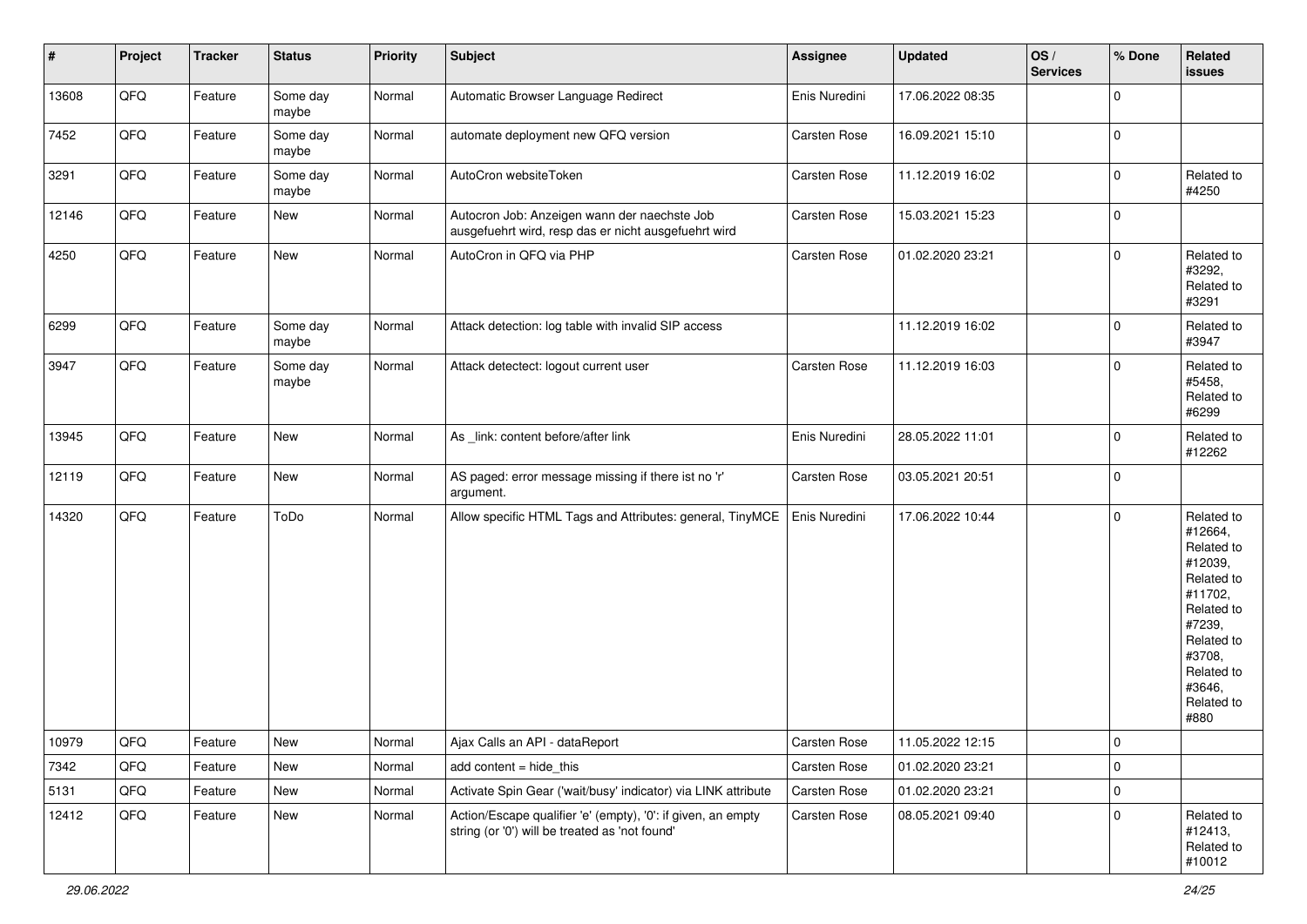| # | Project | Tracker | Status | Priority | Subject | Assignee | Updated | OS / Services | % Done | Related issues |
|---|---|---|---|---|---|---|---|---|---|---|
| 13608 | QFQ | Feature | Some day maybe | Normal | Automatic Browser Language Redirect | Enis Nuredini | 17.06.2022 08:35 | | 0 | |
| 7452 | QFQ | Feature | Some day maybe | Normal | automate deployment new QFQ version | Carsten Rose | 16.09.2021 15:10 | | 0 | |
| 3291 | QFQ | Feature | Some day maybe | Normal | AutoCron websiteToken | Carsten Rose | 11.12.2019 16:02 | | 0 | Related to #4250 |
| 12146 | QFQ | Feature | New | Normal | Autocron Job: Anzeigen wann der naechste Job ausgefuehrt wird, resp das er nicht ausgefuehrt wird | Carsten Rose | 15.03.2021 15:23 | | 0 | |
| 4250 | QFQ | Feature | New | Normal | AutoCron in QFQ via PHP | Carsten Rose | 01.02.2020 23:21 | | 0 | Related to #3292, Related to #3291 |
| 6299 | QFQ | Feature | Some day maybe | Normal | Attack detection: log table with invalid SIP access | | 11.12.2019 16:02 | | 0 | Related to #3947 |
| 3947 | QFQ | Feature | Some day maybe | Normal | Attack detectect: logout current user | Carsten Rose | 11.12.2019 16:03 | | 0 | Related to #5458, Related to #6299 |
| 13945 | QFQ | Feature | New | Normal | As _link: content before/after link | Enis Nuredini | 28.05.2022 11:01 | | 0 | Related to #12262 |
| 12119 | QFQ | Feature | New | Normal | AS paged: error message missing if there ist no 'r' argument. | Carsten Rose | 03.05.2021 20:51 | | 0 | |
| 14320 | QFQ | Feature | ToDo | Normal | Allow specific HTML Tags and Attributes: general, TinyMCE | Enis Nuredini | 17.06.2022 10:44 | | 0 | Related to #12664, Related to #12039, Related to #11702, Related to #7239, Related to #3708, Related to #3646, Related to #880 |
| 10979 | QFQ | Feature | New | Normal | Ajax Calls an API - dataReport | Carsten Rose | 11.05.2022 12:15 | | 0 | |
| 7342 | QFQ | Feature | New | Normal | add content = hide_this | Carsten Rose | 01.02.2020 23:21 | | 0 | |
| 5131 | QFQ | Feature | New | Normal | Activate Spin Gear ('wait/busy' indicator) via LINK attribute | Carsten Rose | 01.02.2020 23:21 | | 0 | |
| 12412 | QFQ | Feature | New | Normal | Action/Escape qualifier 'e' (empty), '0': if given, an empty string (or '0') will be treated as 'not found' | Carsten Rose | 08.05.2021 09:40 | | 0 | Related to #12413, Related to #10012 |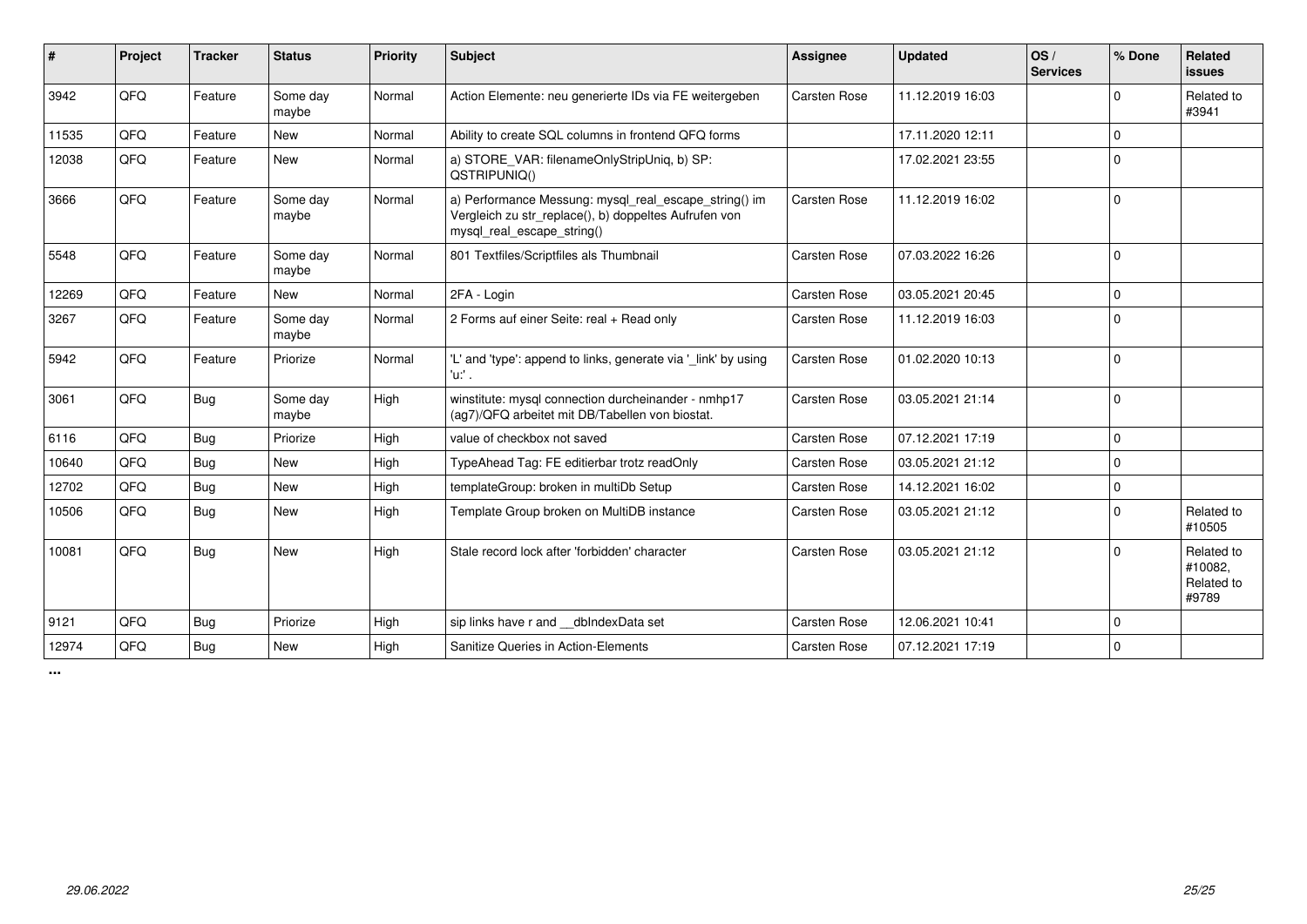| # | Project | Tracker | Status | Priority | Subject | Assignee | Updated | OS / Services | % Done | Related issues |
|---|---|---|---|---|---|---|---|---|---|---|
| 3942 | QFQ | Feature | Some day maybe | Normal | Action Elemente: neu generierte IDs via FE weitergeben | Carsten Rose | 11.12.2019 16:03 | | 0 | Related to #3941 |
| 11535 | QFQ | Feature | New | Normal | Ability to create SQL columns in frontend QFQ forms | | 17.11.2020 12:11 | | 0 | |
| 12038 | QFQ | Feature | New | Normal | a) STORE_VAR: filenameOnlyStripUniq, b) SP: QSTRIPUNIQ() | | 17.02.2021 23:55 | | 0 | |
| 3666 | QFQ | Feature | Some day maybe | Normal | a) Performance Messung: mysql_real_escape_string() im Vergleich zu str_replace(), b) doppeltes Aufrufen von mysql_real_escape_string() | Carsten Rose | 11.12.2019 16:02 | | 0 | |
| 5548 | QFQ | Feature | Some day maybe | Normal | 801 Textfiles/Scriptfiles als Thumbnail | Carsten Rose | 07.03.2022 16:26 | | 0 | |
| 12269 | QFQ | Feature | New | Normal | 2FA - Login | Carsten Rose | 03.05.2021 20:45 | | 0 | |
| 3267 | QFQ | Feature | Some day maybe | Normal | 2 Forms auf einer Seite: real + Read only | Carsten Rose | 11.12.2019 16:03 | | 0 | |
| 5942 | QFQ | Feature | Priorize | Normal | 'L' and 'type': append to links, generate via '_link' by using 'u:' . | Carsten Rose | 01.02.2020 10:13 | | 0 | |
| 3061 | QFQ | Bug | Some day maybe | High | winstitute: mysql connection durcheinander - nmhp17 (ag7)/QFQ arbeitet mit DB/Tabellen von biostat. | Carsten Rose | 03.05.2021 21:14 | | 0 | |
| 6116 | QFQ | Bug | Priorize | High | value of checkbox not saved | Carsten Rose | 07.12.2021 17:19 | | 0 | |
| 10640 | QFQ | Bug | New | High | TypeAhead Tag: FE editierbar trotz readOnly | Carsten Rose | 03.05.2021 21:12 | | 0 | |
| 12702 | QFQ | Bug | New | High | templateGroup: broken in multiDb Setup | Carsten Rose | 14.12.2021 16:02 | | 0 | |
| 10506 | QFQ | Bug | New | High | Template Group broken on MultiDB instance | Carsten Rose | 03.05.2021 21:12 | | 0 | Related to #10505 |
| 10081 | QFQ | Bug | New | High | Stale record lock after 'forbidden' character | Carsten Rose | 03.05.2021 21:12 | | 0 | Related to #10082, Related to #9789 |
| 9121 | QFQ | Bug | Priorize | High | sip links have r and __dbIndexData set | Carsten Rose | 12.06.2021 10:41 | | 0 | |
| 12974 | QFQ | Bug | New | High | Sanitize Queries in Action-Elements | Carsten Rose | 07.12.2021 17:19 | | 0 | |

...